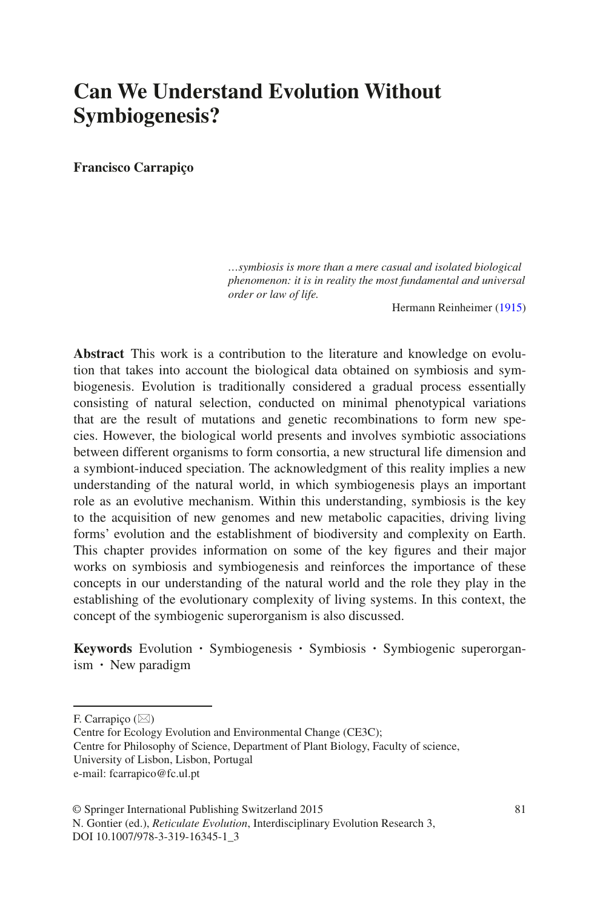# Can We Understand Evolution Without Symbiogenesis?

**Francisco Carrapiço**

> *…symbiosis is more than a mere casual and isolated biological phenomenon: it is in reality the most fundamental and universal order or law of life.*
>
> Hermann Reinheimer (1915)

**Abstract** This work is a contribution to the literature and knowledge on evolution that takes into account the biological data obtained on symbiosis and symbiogenesis. Evolution is traditionally considered a gradual process essentially consisting of natural selection, conducted on minimal phenotypical variations that are the result of mutations and genetic recombinations to form new species. However, the biological world presents and involves symbiotic associations between different organisms to form consortia, a new structural life dimension and a symbiont-induced speciation. The acknowledgment of this reality implies a new understanding of the natural world, in which symbiogenesis plays an important role as an evolutive mechanism. Within this understanding, symbiosis is the key to the acquisition of new genomes and new metabolic capacities, driving living forms' evolution and the establishment of biodiversity and complexity on Earth. This chapter provides information on some of the key figures and their major works on symbiosis and symbiogenesis and reinforces the importance of these concepts in our understanding of the natural world and the role they play in the establishing of the evolutionary complexity of living systems. In this context, the concept of the symbiogenic superorganism is also discussed.

**Keywords** Evolution · Symbiogenesis · Symbiosis · Symbiogenic superorganism · New paradigm

---

F. Carrapiço (✉)
Centre for Ecology Evolution and Environmental Change (CE3C);
Centre for Philosophy of Science, Department of Plant Biology, Faculty of science, University of Lisbon, Lisbon, Portugal
e-mail: fcarrapico@fc.ul.pt

© Springer International Publishing Switzerland 2015
N. Gontier (ed.), *Reticulate Evolution*, Interdisciplinary Evolution Research 3,
DOI 10.1007/978-3-319-16345-1_3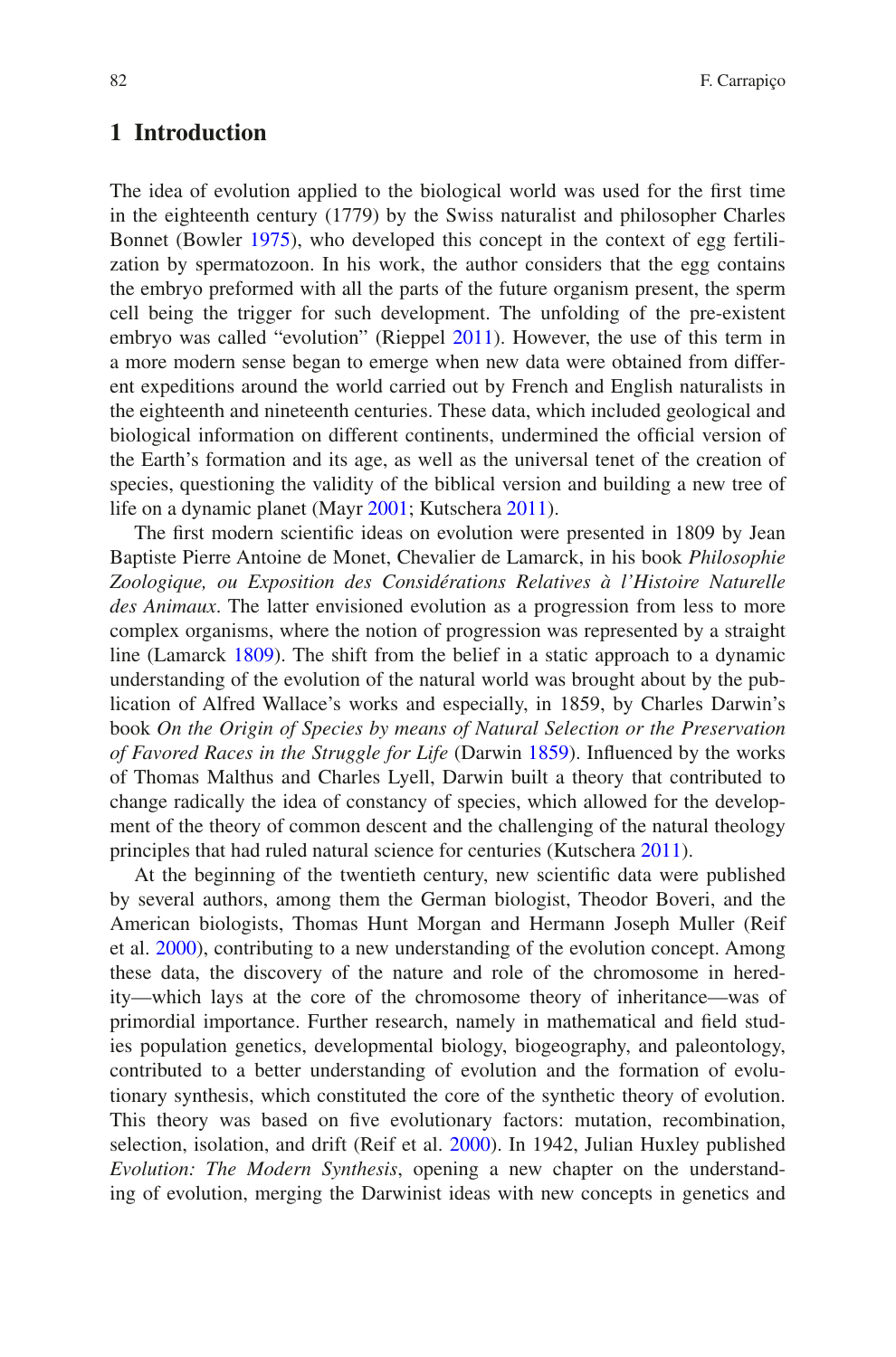## 1 Introduction

The idea of evolution applied to the biological world was used for the first time in the eighteenth century (1779) by the Swiss naturalist and philosopher Charles Bonnet (Bowler 1975), who developed this concept in the context of egg fertilization by spermatozoon. In his work, the author considers that the egg contains the embryo preformed with all the parts of the future organism present, the sperm cell being the trigger for such development. The unfolding of the pre-existent embryo was called "evolution" (Rieppel 2011). However, the use of this term in a more modern sense began to emerge when new data were obtained from different expeditions around the world carried out by French and English naturalists in the eighteenth and nineteenth centuries. These data, which included geological and biological information on different continents, undermined the official version of the Earth's formation and its age, as well as the universal tenet of the creation of species, questioning the validity of the biblical version and building a new tree of life on a dynamic planet (Mayr 2001; Kutschera 2011).

The first modern scientific ideas on evolution were presented in 1809 by Jean Baptiste Pierre Antoine de Monet, Chevalier de Lamarck, in his book *Philosophie Zoologique, ou Exposition des Considérations Relatives à l'Histoire Naturelle des Animaux*. The latter envisioned evolution as a progression from less to more complex organisms, where the notion of progression was represented by a straight line (Lamarck 1809). The shift from the belief in a static approach to a dynamic understanding of the evolution of the natural world was brought about by the publication of Alfred Wallace's works and especially, in 1859, by Charles Darwin's book *On the Origin of Species by means of Natural Selection or the Preservation of Favored Races in the Struggle for Life* (Darwin 1859). Influenced by the works of Thomas Malthus and Charles Lyell, Darwin built a theory that contributed to change radically the idea of constancy of species, which allowed for the development of the theory of common descent and the challenging of the natural theology principles that had ruled natural science for centuries (Kutschera 2011).

At the beginning of the twentieth century, new scientific data were published by several authors, among them the German biologist, Theodor Boveri, and the American biologists, Thomas Hunt Morgan and Hermann Joseph Muller (Reif et al. 2000), contributing to a new understanding of the evolution concept. Among these data, the discovery of the nature and role of the chromosome in heredity—which lays at the core of the chromosome theory of inheritance—was of primordial importance. Further research, namely in mathematical and field studies population genetics, developmental biology, biogeography, and paleontology, contributed to a better understanding of evolution and the formation of evolutionary synthesis, which constituted the core of the synthetic theory of evolution. This theory was based on five evolutionary factors: mutation, recombination, selection, isolation, and drift (Reif et al. 2000). In 1942, Julian Huxley published *Evolution: The Modern Synthesis*, opening a new chapter on the understanding of evolution, merging the Darwinist ideas with new concepts in genetics and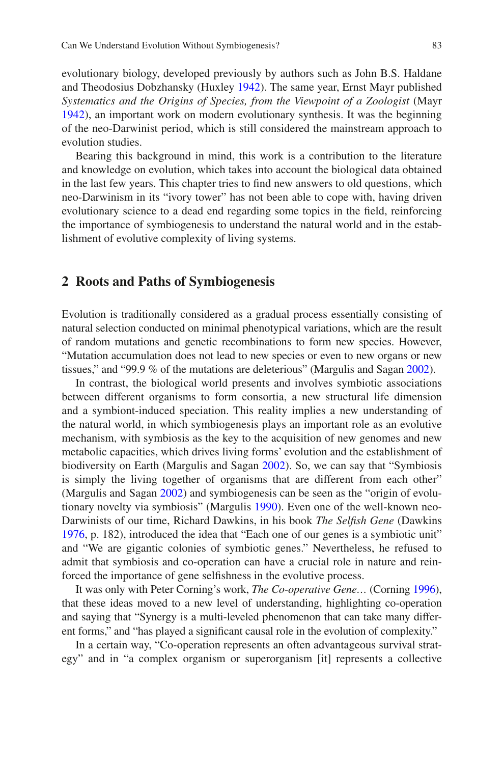evolutionary biology, developed previously by authors such as John B.S. Haldane and Theodosius Dobzhansky (Huxley 1942). The same year, Ernst Mayr published *Systematics and the Origins of Species, from the Viewpoint of a Zoologist* (Mayr 1942), an important work on modern evolutionary synthesis. It was the beginning of the neo-Darwinist period, which is still considered the mainstream approach to evolution studies.

Bearing this background in mind, this work is a contribution to the literature and knowledge on evolution, which takes into account the biological data obtained in the last few years. This chapter tries to find new answers to old questions, which neo-Darwinism in its "ivory tower" has not been able to cope with, having driven evolutionary science to a dead end regarding some topics in the field, reinforcing the importance of symbiogenesis to understand the natural world and in the establishment of evolutive complexity of living systems.

## 2 Roots and Paths of Symbiogenesis

Evolution is traditionally considered as a gradual process essentially consisting of natural selection conducted on minimal phenotypical variations, which are the result of random mutations and genetic recombinations to form new species. However, "Mutation accumulation does not lead to new species or even to new organs or new tissues," and "99.9 % of the mutations are deleterious" (Margulis and Sagan 2002).

In contrast, the biological world presents and involves symbiotic associations between different organisms to form consortia, a new structural life dimension and a symbiont-induced speciation. This reality implies a new understanding of the natural world, in which symbiogenesis plays an important role as an evolutive mechanism, with symbiosis as the key to the acquisition of new genomes and new metabolic capacities, which drives living forms' evolution and the establishment of biodiversity on Earth (Margulis and Sagan 2002). So, we can say that "Symbiosis is simply the living together of organisms that are different from each other" (Margulis and Sagan 2002) and symbiogenesis can be seen as the "origin of evolutionary novelty via symbiosis" (Margulis 1990). Even one of the well-known neo-Darwinists of our time, Richard Dawkins, in his book *The Selfish Gene* (Dawkins 1976, p. 182), introduced the idea that "Each one of our genes is a symbiotic unit" and "We are gigantic colonies of symbiotic genes." Nevertheless, he refused to admit that symbiosis and co-operation can have a crucial role in nature and reinforced the importance of gene selfishness in the evolutive process.

It was only with Peter Corning's work, *The Co-operative Gene…* (Corning 1996), that these ideas moved to a new level of understanding, highlighting co-operation and saying that "Synergy is a multi-leveled phenomenon that can take many different forms," and "has played a significant causal role in the evolution of complexity."

In a certain way, "Co-operation represents an often advantageous survival strategy" and in "a complex organism or superorganism [it] represents a collective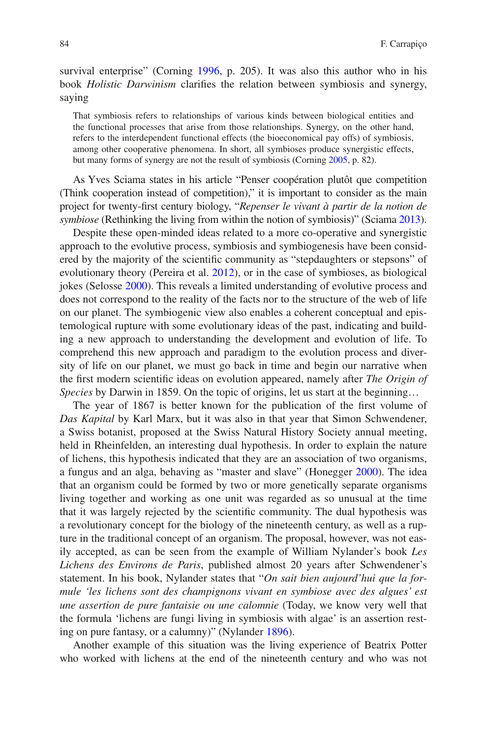survival enterprise" (Corning 1996, p. 205). It was also this author who in his book *Holistic Darwinism* clarifies the relation between symbiosis and synergy, saying

> That symbiosis refers to relationships of various kinds between biological entities and the functional processes that arise from those relationships. Synergy, on the other hand, refers to the interdependent functional effects (the bioeconomical pay offs) of symbiosis, among other cooperative phenomena. In short, all symbioses produce synergistic effects, but many forms of synergy are not the result of symbiosis (Corning 2005, p. 82).

As Yves Sciama states in his article "Penser coopération plutôt que competition (Think cooperation instead of competition)," it is important to consider as the main project for twenty-first century biology, "*Repenser le vivant à partir de la notion de symbiose* (Rethinking the living from within the notion of symbiosis)" (Sciama 2013).

Despite these open-minded ideas related to a more co-operative and synergistic approach to the evolutive process, symbiosis and symbiogenesis have been considered by the majority of the scientific community as "stepdaughters or stepsons" of evolutionary theory (Pereira et al. 2012), or in the case of symbioses, as biological jokes (Selosse 2000). This reveals a limited understanding of evolutive process and does not correspond to the reality of the facts nor to the structure of the web of life on our planet. The symbiogenic view also enables a coherent conceptual and epistemological rupture with some evolutionary ideas of the past, indicating and building a new approach to understanding the development and evolution of life. To comprehend this new approach and paradigm to the evolution process and diversity of life on our planet, we must go back in time and begin our narrative when the first modern scientific ideas on evolution appeared, namely after *The Origin of Species* by Darwin in 1859. On the topic of origins, let us start at the beginning…

The year of 1867 is better known for the publication of the first volume of *Das Kapital* by Karl Marx, but it was also in that year that Simon Schwendener, a Swiss botanist, proposed at the Swiss Natural History Society annual meeting, held in Rheinfelden, an interesting dual hypothesis. In order to explain the nature of lichens, this hypothesis indicated that they are an association of two organisms, a fungus and an alga, behaving as "master and slave" (Honegger 2000). The idea that an organism could be formed by two or more genetically separate organisms living together and working as one unit was regarded as so unusual at the time that it was largely rejected by the scientific community. The dual hypothesis was a revolutionary concept for the biology of the nineteenth century, as well as a rupture in the traditional concept of an organism. The proposal, however, was not easily accepted, as can be seen from the example of William Nylander's book *Les Lichens des Environs de Paris*, published almost 20 years after Schwendener's statement. In his book, Nylander states that "*On sait bien aujourd'hui que la formule 'les lichens sont des champignons vivant en symbiose avec des algues' est une assertion de pure fantaisie ou une calomnie* (Today, we know very well that the formula 'lichens are fungi living in symbiosis with algae' is an assertion resting on pure fantasy, or a calumny)" (Nylander 1896).

Another example of this situation was the living experience of Beatrix Potter who worked with lichens at the end of the nineteenth century and who was not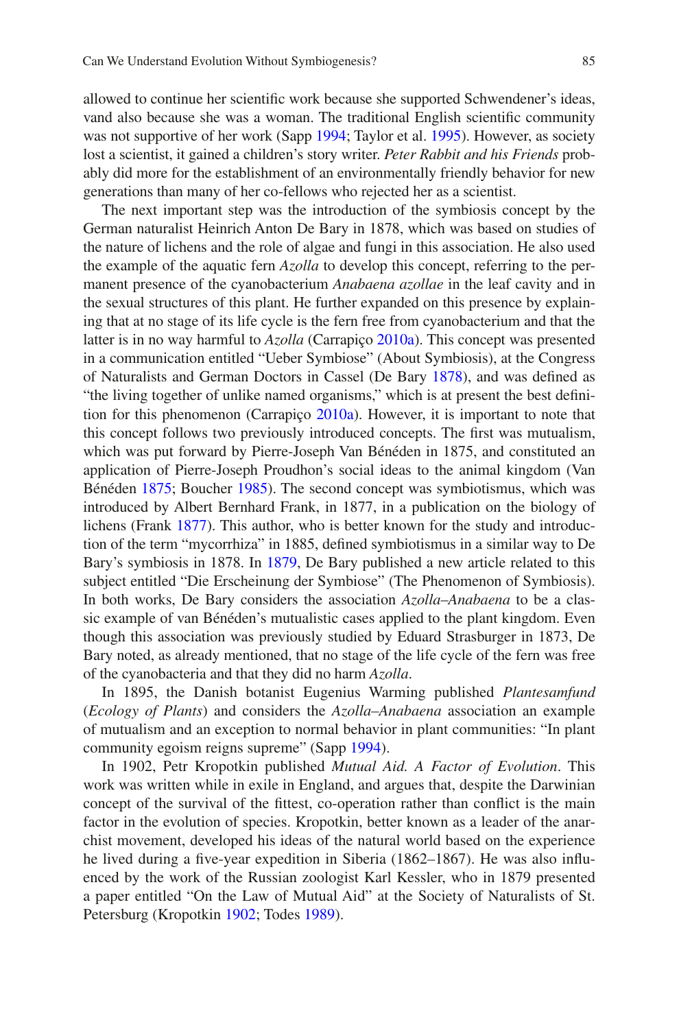allowed to continue her scientific work because she supported Schwendener's ideas, vand also because she was a woman. The traditional English scientific community was not supportive of her work (Sapp 1994; Taylor et al. 1995). However, as society lost a scientist, it gained a children's story writer. *Peter Rabbit and his Friends* probably did more for the establishment of an environmentally friendly behavior for new generations than many of her co-fellows who rejected her as a scientist.

The next important step was the introduction of the symbiosis concept by the German naturalist Heinrich Anton De Bary in 1878, which was based on studies of the nature of lichens and the role of algae and fungi in this association. He also used the example of the aquatic fern *Azolla* to develop this concept, referring to the permanent presence of the cyanobacterium *Anabaena azollae* in the leaf cavity and in the sexual structures of this plant. He further expanded on this presence by explaining that at no stage of its life cycle is the fern free from cyanobacterium and that the latter is in no way harmful to *Azolla* (Carrapiço 2010a). This concept was presented in a communication entitled "Ueber Symbiose" (About Symbiosis), at the Congress of Naturalists and German Doctors in Cassel (De Bary 1878), and was defined as "the living together of unlike named organisms," which is at present the best definition for this phenomenon (Carrapiço 2010a). However, it is important to note that this concept follows two previously introduced concepts. The first was mutualism, which was put forward by Pierre-Joseph Van Bénéden in 1875, and constituted an application of Pierre-Joseph Proudhon's social ideas to the animal kingdom (Van Bénéden 1875; Boucher 1985). The second concept was symbiotismus, which was introduced by Albert Bernhard Frank, in 1877, in a publication on the biology of lichens (Frank 1877). This author, who is better known for the study and introduction of the term "mycorrhiza" in 1885, defined symbiotismus in a similar way to De Bary's symbiosis in 1878. In 1879, De Bary published a new article related to this subject entitled "Die Erscheinung der Symbiose" (The Phenomenon of Symbiosis). In both works, De Bary considers the *Azolla–Anabaena* to be a classic example of van Bénéden's mutualistic cases applied to the plant kingdom. Even though this association was previously studied by Eduard Strasburger in 1873, De Bary noted, as already mentioned, that no stage of the life cycle of the fern was free of the cyanobacteria and that they did no harm *Azolla*.

In 1895, the Danish botanist Eugenius Warming published *Plantesamfund* (*Ecology of Plants*) and considers the *Azolla–Anabaena* association an example of mutualism and an exception to normal behavior in plant communities: "In plant community egoism reigns supreme" (Sapp 1994).

In 1902, Petr Kropotkin published *Mutual Aid. A Factor of Evolution*. This work was written while in exile in England, and argues that, despite the Darwinian concept of the survival of the fittest, co-operation rather than conflict is the main factor in the evolution of species. Kropotkin, better known as a leader of the anarchist movement, developed his ideas of the natural world based on the experience he lived during a five-year expedition in Siberia (1862–1867). He was also influenced by the work of the Russian zoologist Karl Kessler, who in 1879 presented a paper entitled "On the Law of Mutual Aid" at the Society of Naturalists of St. Petersburg (Kropotkin 1902; Todes 1989).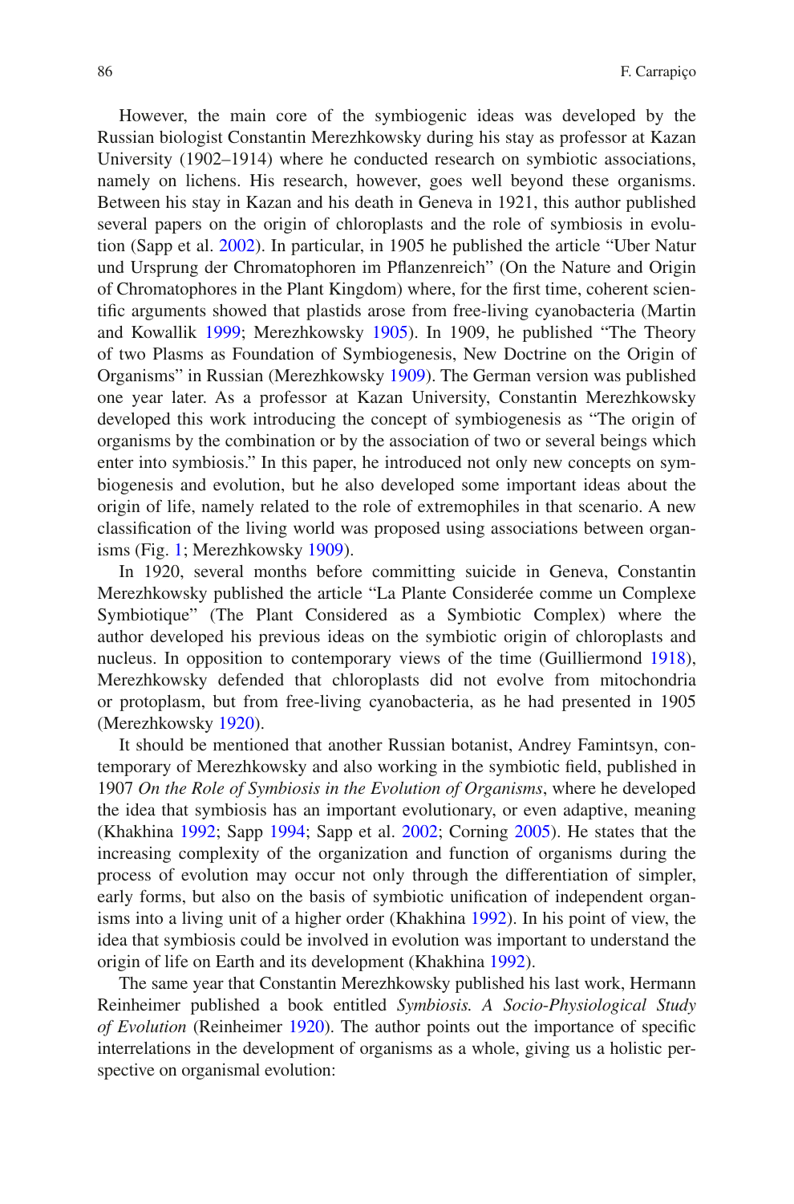However, the main core of the symbiogenic ideas was developed by the Russian biologist Constantin Merezhkowsky during his stay as professor at Kazan University (1902–1914) where he conducted research on symbiotic associations, namely on lichens. His research, however, goes well beyond these organisms. Between his stay in Kazan and his death in Geneva in 1921, this author published several papers on the origin of chloroplasts and the role of symbiosis in evolution (Sapp et al. 2002). In particular, in 1905 he published the article "Uber Natur und Ursprung der Chromatophoren im Pflanzenreich" (On the Nature and Origin of Chromatophores in the Plant Kingdom) where, for the first time, coherent scientific arguments showed that plastids arose from free-living cyanobacteria (Martin and Kowallik 1999; Merezhkowsky 1905). In 1909, he published "The Theory of two Plasms as Foundation of Symbiogenesis, New Doctrine on the Origin of Organisms" in Russian (Merezhkowsky 1909). The German version was published one year later. As a professor at Kazan University, Constantin Merezhkowsky developed this work introducing the concept of symbiogenesis as "The origin of organisms by the combination or by the association of two or several beings which enter into symbiosis." In this paper, he introduced not only new concepts on symbiogenesis and evolution, but he also developed some important ideas about the origin of life, namely related to the role of extremophiles in that scenario. A new classification of the living world was proposed using associations between organisms (Fig. 1; Merezhkowsky 1909).

In 1920, several months before committing suicide in Geneva, Constantin Merezhkowsky published the article "La Plante Considerée comme un Complexe Symbiotique" (The Plant Considered as a Symbiotic Complex) where the author developed his previous ideas on the symbiotic origin of chloroplasts and nucleus. In opposition to contemporary views of the time (Guilliermond 1918), Merezhkowsky defended that chloroplasts did not evolve from mitochondria or protoplasm, but from free-living cyanobacteria, as he had presented in 1905 (Merezhkowsky 1920).

It should be mentioned that another Russian botanist, Andrey Famintsyn, contemporary of Merezhkowsky and also working in the symbiotic field, published in 1907 *On the Role of Symbiosis in the Evolution of Organisms*, where he developed the idea that symbiosis has an important evolutionary, or even adaptive, meaning (Khakhina 1992; Sapp 1994; Sapp et al. 2002; Corning 2005). He states that the increasing complexity of the organization and function of organisms during the process of evolution may occur not only through the differentiation of simpler, early forms, but also on the basis of symbiotic unification of independent organisms into a living unit of a higher order (Khakhina 1992). In his point of view, the idea that symbiosis could be involved in evolution was important to understand the origin of life on Earth and its development (Khakhina 1992).

The same year that Constantin Merezhkowsky published his last work, Hermann Reinheimer published a book entitled *Symbiosis. A Socio-Physiological Study of Evolution* (Reinheimer 1920). The author points out the importance of specific interrelations in the development of organisms as a whole, giving us a holistic perspective on organismal evolution: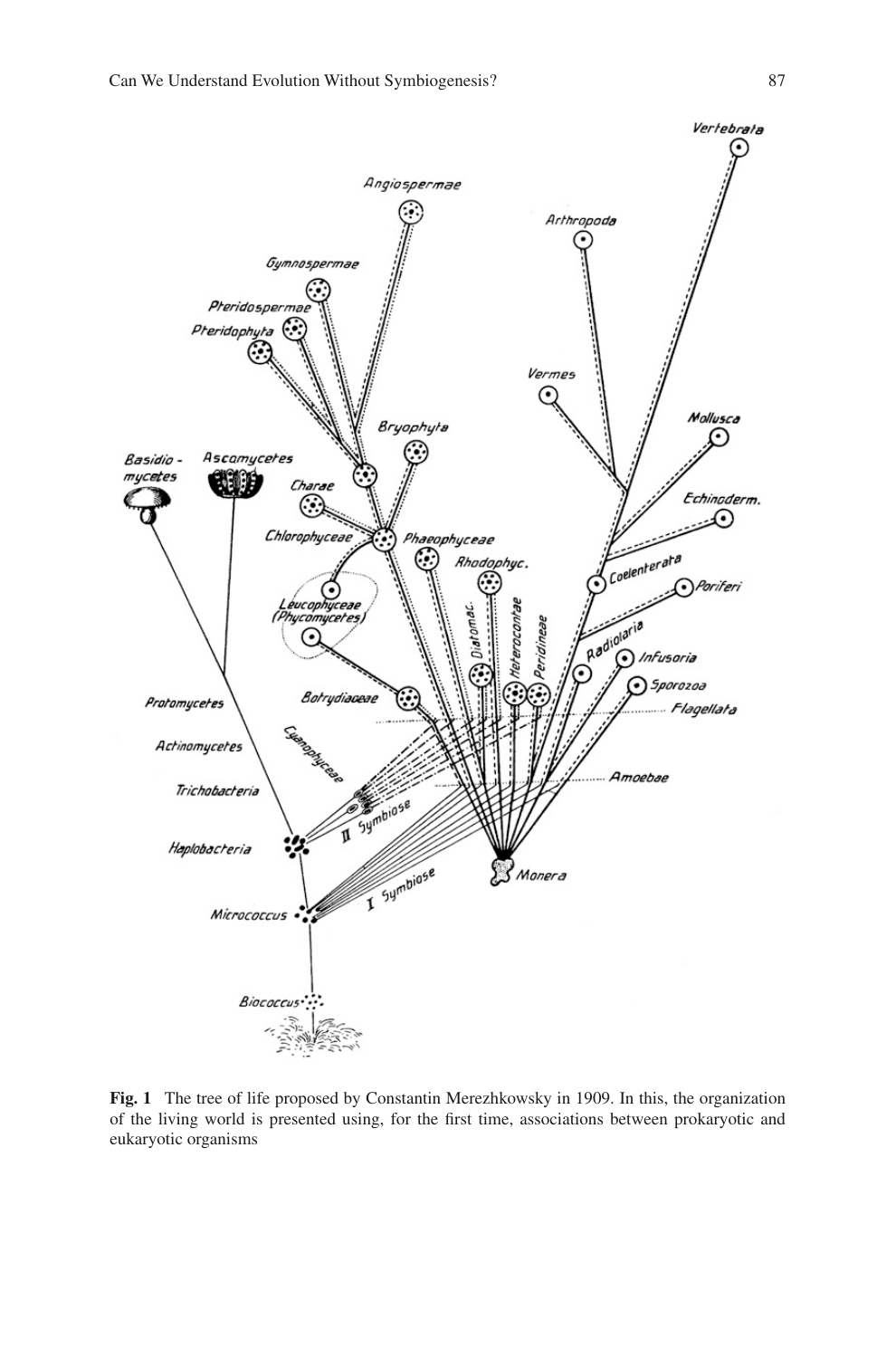**Fig. 1** The tree of life proposed by Constantin Merezhkowsky in 1909. In this, the organization of the living world is presented using, for the first time, associations between prokaryotic and eukaryotic organisms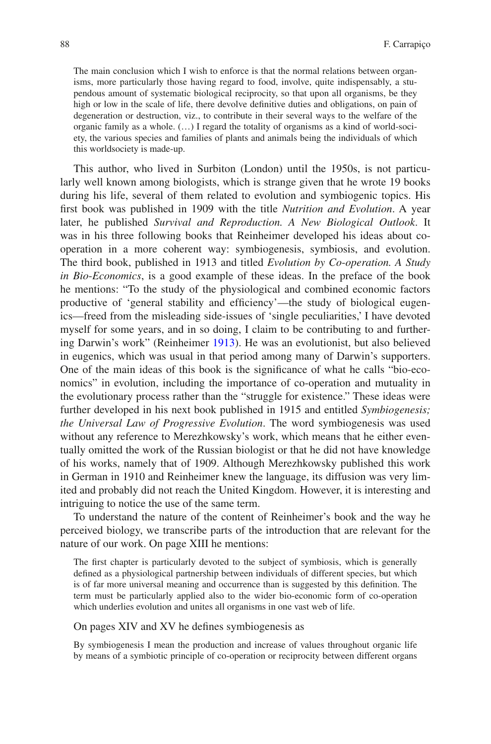> The main conclusion which I wish to enforce is that the normal relations between organisms, more particularly those having regard to food, involve, quite indispensably, a stupendous amount of systematic biological reciprocity, so that upon all organisms, be they high or low in the scale of life, there devolve definitive duties and obligations, on pain of degeneration or destruction, viz., to contribute in their several ways to the welfare of the organic family as a whole. (…) I regard the totality of organisms as a kind of world-society, the various species and families of plants and animals being the individuals of which this worldsociety is made-up.

This author, who lived in Surbiton (London) until the 1950s, is not particularly well known among biologists, which is strange given that he wrote 19 books during his life, several of them related to evolution and symbiogenic topics. His first book was published in 1909 with the title *Nutrition and Evolution*. A year later, he published *Survival and Reproduction. A New Biological Outlook*. It was in his three following books that Reinheimer developed his ideas about co-operation in a more coherent way: symbiogenesis, symbiosis, and evolution. The third book, published in 1913 and titled *Evolution by Co-operation. A Study in Bio-Economics*, is a good example of these ideas. In the preface of the book he mentions: "To the study of the physiological and combined economic factors productive of 'general stability and efficiency'—the study of biological eugenics—freed from the misleading side-issues of 'single peculiarities,' I have devoted myself for some years, and in so doing, I claim to be contributing to and furthering Darwin's work" (Reinheimer 1913). He was an evolutionist, but also believed in eugenics, which was usual in that period among many of Darwin's supporters. One of the main ideas of this book is the significance of what he calls "bio-economics" in evolution, including the importance of co-operation and mutuality in the evolutionary process rather than the "struggle for existence." These ideas were further developed in his next book published in 1915 and entitled *Symbiogenesis; the Universal Law of Progressive Evolution*. The word symbiogenesis was used without any reference to Merezhkowsky's work, which means that he either eventually omitted the work of the Russian biologist or that he did not have knowledge of his works, namely that of 1909. Although Merezhkowsky published this work in German in 1910 and Reinheimer knew the language, its diffusion was very limited and probably did not reach the United Kingdom. However, it is interesting and intriguing to notice the use of the same term.

To understand the nature of the content of Reinheimer's book and the way he perceived biology, we transcribe parts of the introduction that are relevant for the nature of our work. On page XIII he mentions:

> The first chapter is particularly devoted to the subject of symbiosis, which is generally defined as a physiological partnership between individuals of different species, but which is of far more universal meaning and occurrence than is suggested by this definition. The term must be particularly applied also to the wider bio-economic form of co-operation which underlies evolution and unites all organisms in one vast web of life.

On pages XIV and XV he defines symbiogenesis as

> By symbiogenesis I mean the production and increase of values throughout organic life by means of a symbiotic principle of co-operation or reciprocity between different organs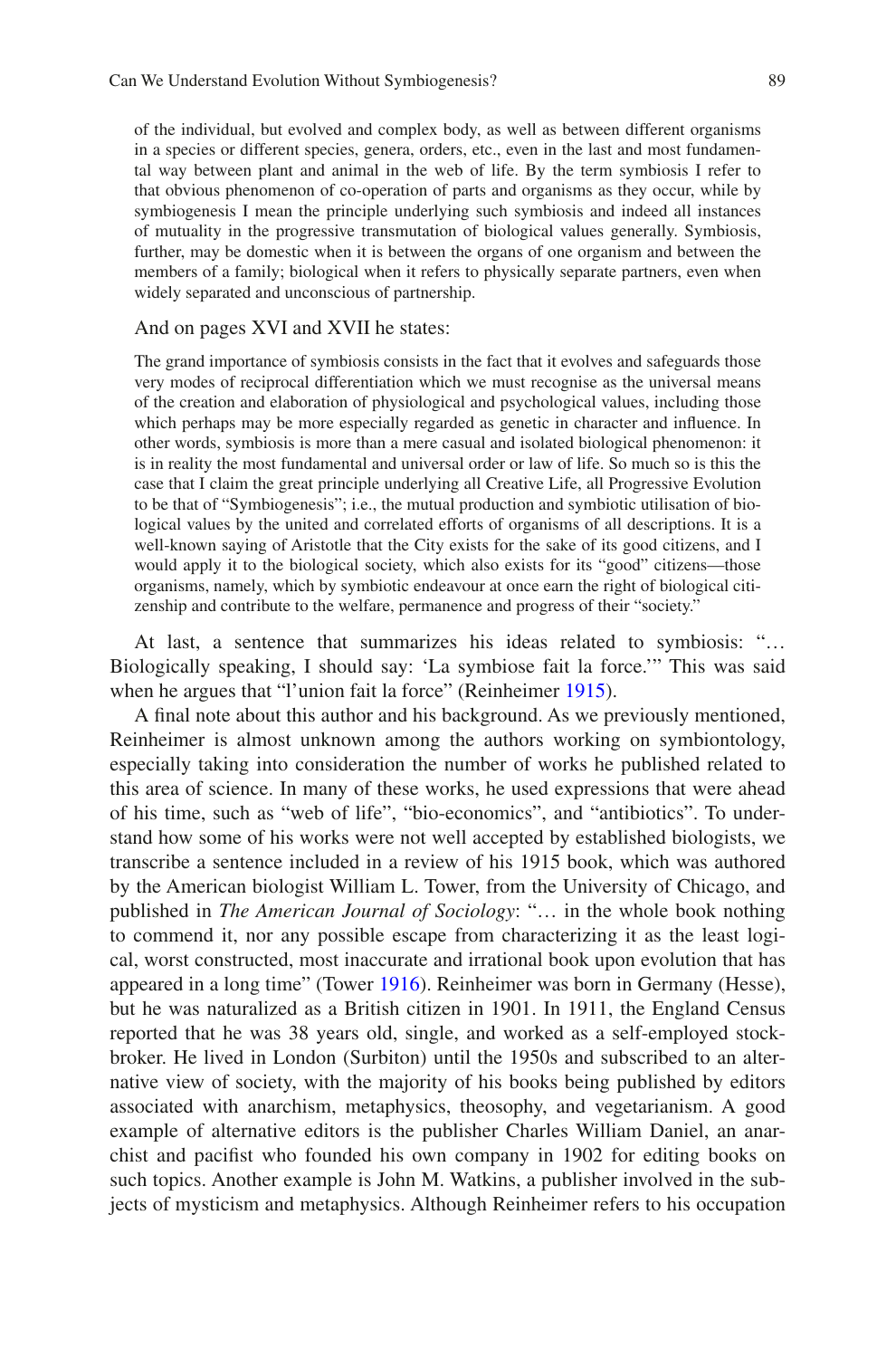> of the individual, but evolved and complex body, as well as between different organisms in a species or different species, genera, orders, etc., even in the last and most fundamental way between plant and animal in the web of life. By the term symbiosis I refer to that obvious phenomenon of co-operation of parts and organisms as they occur, while by symbiogenesis I mean the principle underlying such symbiosis and indeed all instances of mutuality in the progressive transmutation of biological values generally. Symbiosis, further, may be domestic when it is between the organs of one organism and between the members of a family; biological when it refers to physically separate partners, even when widely separated and unconscious of partnership.

And on pages XVI and XVII he states:

> The grand importance of symbiosis consists in the fact that it evolves and safeguards those very modes of reciprocal differentiation which we must recognise as the universal means of the creation and elaboration of physiological and psychological values, including those which perhaps may be more especially regarded as genetic in character and influence. In other words, symbiosis is more than a mere casual and isolated biological phenomenon: it is in reality the most fundamental and universal order or law of life. So much so is this the case that I claim the great principle underlying all Creative Life, all Progressive Evolution to be that of "Symbiogenesis"; i.e., the mutual production and symbiotic utilisation of biological values by the united and correlated efforts of organisms of all descriptions. It is a well-known saying of Aristotle that the City exists for the sake of its good citizens, and I would apply it to the biological society, which also exists for its "good" citizens—those organisms, namely, which by symbiotic endeavour at once earn the right of biological citizenship and contribute to the welfare, permanence and progress of their "society."

At last, a sentence that summarizes his ideas related to symbiosis: "… Biologically speaking, I should say: 'La symbiose fait la force.'" This was said when he argues that "l'union fait la force" (Reinheimer 1915).

A final note about this author and his background. As we previously mentioned, Reinheimer is almost unknown among the authors working on symbiontology, especially taking into consideration the number of works he published related to this area of science. In many of these works, he used expressions that were ahead of his time, such as "web of life", "bio-economics", and "antibiotics". To understand how some of his works were not well accepted by established biologists, we transcribe a sentence included in a review of his 1915 book, which was authored by the American biologist William L. Tower, from the University of Chicago, and published in *The American Journal of Sociology*: "… in the whole book nothing to commend it, nor any possible escape from characterizing it as the least logical, worst constructed, most inaccurate and irrational book upon evolution that has appeared in a long time" (Tower 1916). Reinheimer was born in Germany (Hesse), but he was naturalized as a British citizen in 1901. In 1911, the England Census reported that he was 38 years old, single, and worked as a self-employed stockbroker. He lived in London (Surbiton) until the 1950s and subscribed to an alternative view of society, with the majority of his books being published by editors associated with anarchism, metaphysics, theosophy, and vegetarianism. A good example of alternative editors is the publisher Charles William Daniel, an anarchist and pacifist who founded his own company in 1902 for editing books on such topics. Another example is John M. Watkins, a publisher involved in the subjects of mysticism and metaphysics. Although Reinheimer refers to his occupation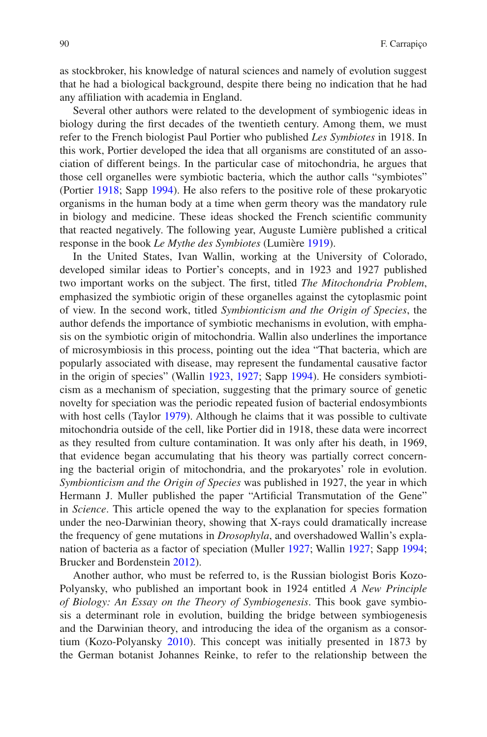as stockbroker, his knowledge of natural sciences and namely of evolution suggest that he had a biological background, despite there being no indication that he had any affiliation with academia in England.

Several other authors were related to the development of symbiogenic ideas in biology during the first decades of the twentieth century. Among them, we must refer to the French biologist Paul Portier who published *Les Symbiotes* in 1918. In this work, Portier developed the idea that all organisms are constituted of an association of different beings. In the particular case of mitochondria, he argues that those cell organelles were symbiotic bacteria, which the author calls "symbiotes" (Portier 1918; Sapp 1994). He also refers to the positive role of these prokaryotic organisms in the human body at a time when germ theory was the mandatory rule in biology and medicine. These ideas shocked the French scientific community that reacted negatively. The following year, Auguste Lumière published a critical response in the book *Le Mythe des Symbiotes* (Lumière 1919).

In the United States, Ivan Wallin, working at the University of Colorado, developed similar ideas to Portier's concepts, and in 1923 and 1927 published two important works on the subject. The first, titled *The Mitochondria Problem*, emphasized the symbiotic origin of these organelles against the cytoplasmic point of view. In the second work, titled *Symbionticism and the Origin of Species*, the author defends the importance of symbiotic mechanisms in evolution, with emphasis on the symbiotic origin of mitochondria. Wallin also underlines the importance of microsymbiosis in this process, pointing out the idea "That bacteria, which are popularly associated with disease, may represent the fundamental causative factor in the origin of species" (Wallin 1923, 1927; Sapp 1994). He considers symbioticism as a mechanism of speciation, suggesting that the primary source of genetic novelty for speciation was the periodic repeated fusion of bacterial endosymbionts with host cells (Taylor 1979). Although he claims that it was possible to cultivate mitochondria outside of the cell, like Portier did in 1918, these data were incorrect as they resulted from culture contamination. It was only after his death, in 1969, that evidence began accumulating that his theory was partially correct concerning the bacterial origin of mitochondria, and the prokaryotes' role in evolution. *Symbionticism and the Origin of Species* was published in 1927, the year in which Hermann J. Muller published the paper "Artificial Transmutation of the Gene" in *Science*. This article opened the way to the explanation for species formation under the neo-Darwinian theory, showing that X-rays could dramatically increase the frequency of gene mutations in *Drosophyla*, and overshadowed Wallin's explanation of bacteria as a factor of speciation (Muller 1927; Wallin 1927; Sapp 1994; Brucker and Bordenstein 2012).

Another author, who must be referred to, is the Russian biologist Boris Kozo-Polyansky, who published an important book in 1924 entitled *A New Principle of Biology: An Essay on the Theory of Symbiogenesis*. This book gave symbiosis a determinant role in evolution, building the bridge between symbiogenesis and the Darwinian theory, and introducing the idea of the organism as a consortium (Kozo-Polyansky 2010). This concept was initially presented in 1873 by the German botanist Johannes Reinke, to refer to the relationship between the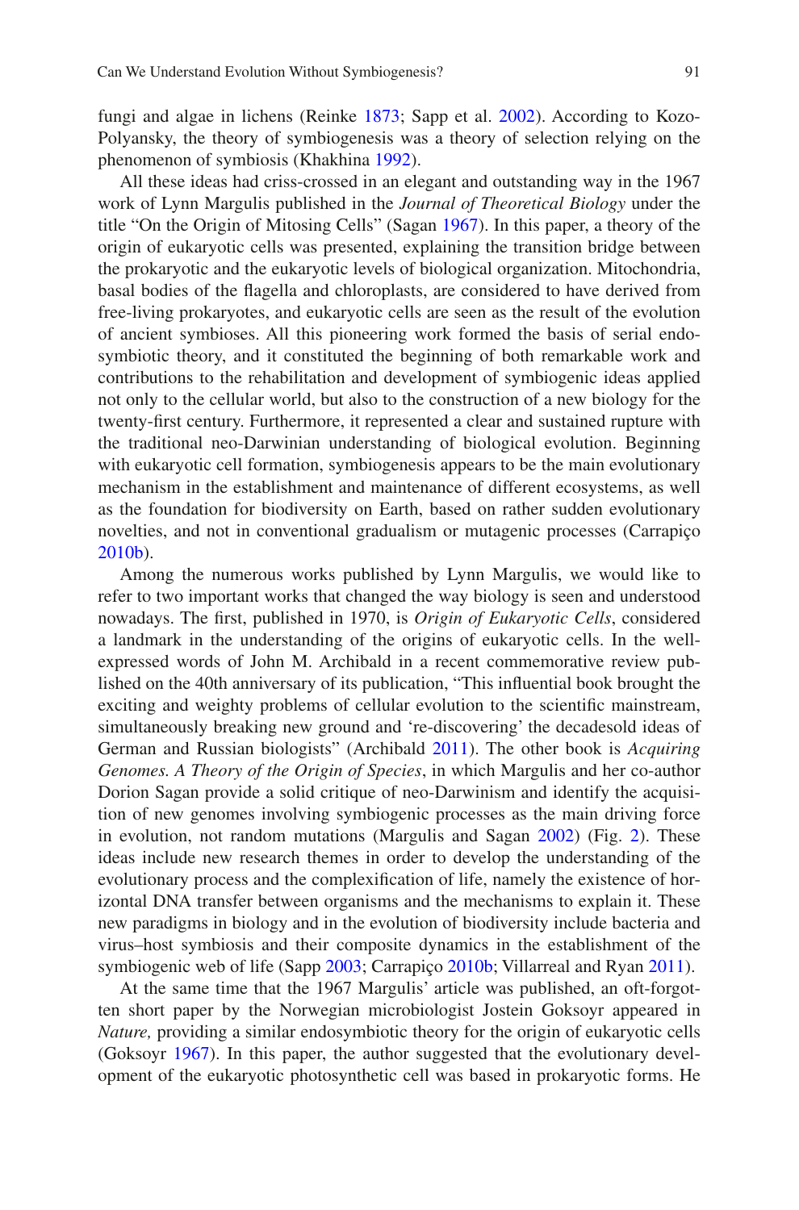fungi and algae in lichens (Reinke 1873; Sapp et al. 2002). According to Kozo-Polyansky, the theory of symbiogenesis was a theory of selection relying on the phenomenon of symbiosis (Khakhina 1992).

All these ideas had criss-crossed in an elegant and outstanding way in the 1967 work of Lynn Margulis published in the *Journal of Theoretical Biology* under the title "On the Origin of Mitosing Cells" (Sagan 1967). In this paper, a theory of the origin of eukaryotic cells was presented, explaining the transition bridge between the prokaryotic and the eukaryotic levels of biological organization. Mitochondria, basal bodies of the flagella and chloroplasts, are considered to have derived from free-living prokaryotes, and eukaryotic cells are seen as the result of the evolution of ancient symbioses. All this pioneering work formed the basis of serial endosymbiotic theory, and it constituted the beginning of both remarkable work and contributions to the rehabilitation and development of symbiogenic ideas applied not only to the cellular world, but also to the construction of a new biology for the twenty-first century. Furthermore, it represented a clear and sustained rupture with the traditional neo-Darwinian understanding of biological evolution. Beginning with eukaryotic cell formation, symbiogenesis appears to be the main evolutionary mechanism in the establishment and maintenance of different ecosystems, as well as the foundation for biodiversity on Earth, based on rather sudden evolutionary novelties, and not in conventional gradualism or mutagenic processes (Carrapiço 2010b).

Among the numerous works published by Lynn Margulis, we would like to refer to two important works that changed the way biology is seen and understood nowadays. The first, published in 1970, is *Origin of Eukaryotic Cells*, considered a landmark in the understanding of the origins of eukaryotic cells. In the well-expressed words of John M. Archibald in a recent commemorative review published on the 40th anniversary of its publication, "This influential book brought the exciting and weighty problems of cellular evolution to the scientific mainstream, simultaneously breaking new ground and 're-discovering' the decadesold ideas of German and Russian biologists" (Archibald 2011). The other book is *Acquiring Genomes. A Theory of the Origin of Species*, in which Margulis and her co-author Dorion Sagan provide a solid critique of neo-Darwinism and identify the acquisition of new genomes involving symbiogenic processes as the main driving force in evolution, not random mutations (Margulis and Sagan 2002) (Fig. 2). These ideas include new research themes in order to develop the understanding of the evolutionary process and the complexification of life, namely the existence of horizontal DNA transfer between organisms and the mechanisms to explain it. These new paradigms in biology and in the evolution of biodiversity include bacteria and virus–host symbiosis and their composite dynamics in the establishment of the symbiogenic web of life (Sapp 2003; Carrapiço 2010b; Villarreal and Ryan 2011).

At the same time that the 1967 Margulis' article was published, an oft-forgotten short paper by the Norwegian microbiologist Jostein Goksoyr appeared in *Nature,* providing a similar endosymbiotic theory for the origin of eukaryotic cells (Goksoyr 1967). In this paper, the author suggested that the evolutionary development of the eukaryotic photosynthetic cell was based in prokaryotic forms. He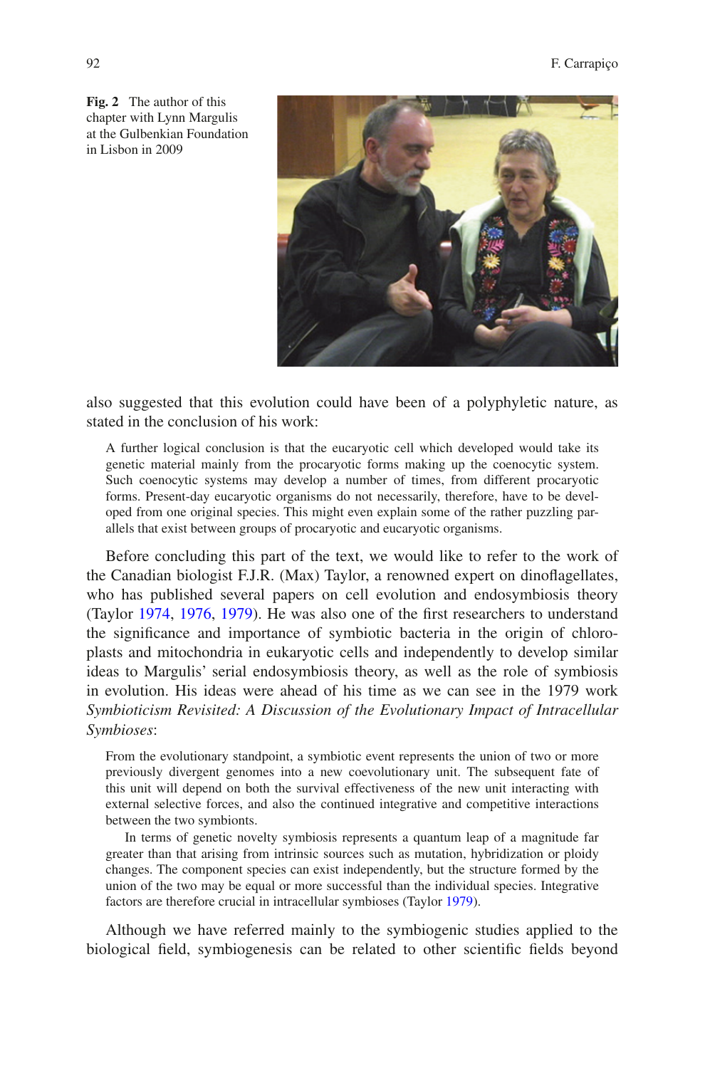**Fig. 2** The author of this chapter with Lynn Margulis at the Gulbenkian Foundation in Lisbon in 2009

also suggested that this evolution could have been of a polyphyletic nature, as stated in the conclusion of his work:

> A further logical conclusion is that the eucaryotic cell which developed would take its genetic material mainly from the procaryotic forms making up the coenocytic system. Such coenocytic systems may develop a number of times, from different procaryotic forms. Present-day eucaryotic organisms do not necessarily, therefore, have to be developed from one original species. This might even explain some of the rather puzzling parallels that exist between groups of procaryotic and eucaryotic organisms.

Before concluding this part of the text, we would like to refer to the work of the Canadian biologist F.J.R. (Max) Taylor, a renowned expert on dinoflagellates, who has published several papers on cell evolution and endosymbiosis theory (Taylor 1974, 1976, 1979). He was also one of the first researchers to understand the significance and importance of symbiotic bacteria in the origin of chloroplasts and mitochondria in eukaryotic cells and independently to develop similar ideas to Margulis' serial endosymbiosis theory, as well as the role of symbiosis in evolution. His ideas were ahead of his time as we can see in the 1979 work *Symbioticism Revisited: A Discussion of the Evolutionary Impact of Intracellular Symbioses*:

> From the evolutionary standpoint, a symbiotic event represents the union of two or more previously divergent genomes into a new coevolutionary unit. The subsequent fate of this unit will depend on both the survival effectiveness of the new unit interacting with external selective forces, and also the continued integrative and competitive interactions between the two symbionts.
>
> In terms of genetic novelty symbiosis represents a quantum leap of a magnitude far greater than that arising from intrinsic sources such as mutation, hybridization or ploidy changes. The component species can exist independently, but the structure formed by the union of the two may be equal or more successful than the individual species. Integrative factors are therefore crucial in intracellular symbioses (Taylor 1979).

Although we have referred mainly to the symbiogenic studies applied to the biological field, symbiogenesis can be related to other scientific fields beyond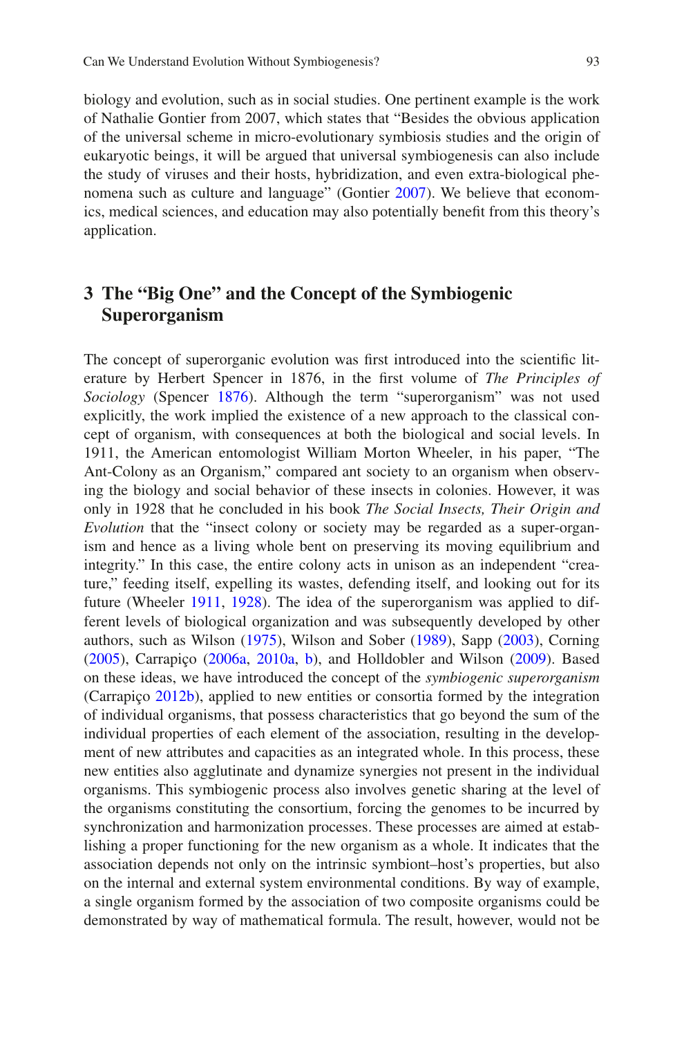biology and evolution, such as in social studies. One pertinent example is the work of Nathalie Gontier from 2007, which states that "Besides the obvious application of the universal scheme in micro-evolutionary symbiosis studies and the origin of eukaryotic beings, it will be argued that universal symbiogenesis can also include the study of viruses and their hosts, hybridization, and even extra-biological phenomena such as culture and language" (Gontier 2007). We believe that economics, medical sciences, and education may also potentially benefit from this theory's application.

## 3 The "Big One" and the Concept of the Symbiogenic Superorganism

The concept of superorganic evolution was first introduced into the scientific literature by Herbert Spencer in 1876, in the first volume of *The Principles of Sociology* (Spencer 1876). Although the term "superorganism" was not used explicitly, the work implied the existence of a new approach to the classical concept of organism, with consequences at both the biological and social levels. In 1911, the American entomologist William Morton Wheeler, in his paper, "The Ant-Colony as an Organism," compared ant society to an organism when observing the biology and social behavior of these insects in colonies. However, it was only in 1928 that he concluded in his book *The Social Insects, Their Origin and Evolution* that the "insect colony or society may be regarded as a super-organism and hence as a living whole bent on preserving its moving equilibrium and integrity." In this case, the entire colony acts in unison as an independent "creature," feeding itself, expelling its wastes, defending itself, and looking out for its future (Wheeler 1911, 1928). The idea of the superorganism was applied to different levels of biological organization and was subsequently developed by other authors, such as Wilson (1975), Wilson and Sober (1989), Sapp (2003), Corning (2005), Carrapiço (2006a, 2010a, b), and Holldobler and Wilson (2009). Based on these ideas, we have introduced the concept of the *symbiogenic superorganism* (Carrapiço 2012b), applied to new entities or consortia formed by the integration of individual organisms, that possess characteristics that go beyond the sum of the individual properties of each element of the association, resulting in the development of new attributes and capacities as an integrated whole. In this process, these new entities also agglutinate and dynamize synergies not present in the individual organisms. This symbiogenic process also involves genetic sharing at the level of the organisms constituting the consortium, forcing the genomes to be incurred by synchronization and harmonization processes. These processes are aimed at establishing a proper functioning for the new organism as a whole. It indicates that the association depends not only on the intrinsic symbiont–host's properties, but also on the internal and external system environmental conditions. By way of example, a single organism formed by the association of two composite organisms could be demonstrated by way of mathematical formula. The result, however, would not be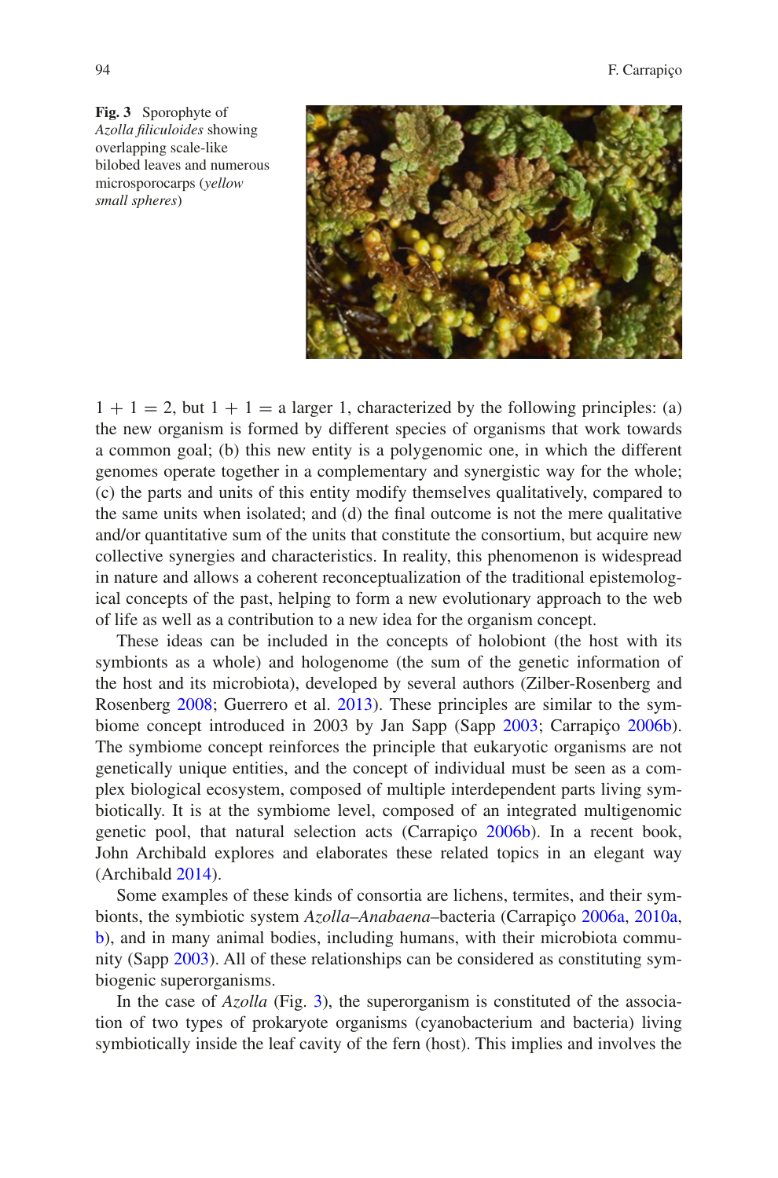**Fig. 3** Sporophyte of *Azolla filiculoides* showing overlapping scale-like bilobed leaves and numerous microsporocarps (*yellow small spheres*)

$1 + 1 = 2$, but $1 + 1 =$ a larger 1, characterized by the following principles: (a) the new organism is formed by different species of organisms that work towards a common goal; (b) this new entity is a polygenomic one, in which the different genomes operate together in a complementary and synergistic way for the whole; (c) the parts and units of this entity modify themselves qualitatively, compared to the same units when isolated; and (d) the final outcome is not the mere qualitative and/or quantitative sum of the units that constitute the consortium, but acquire new collective synergies and characteristics. In reality, this phenomenon is widespread in nature and allows a coherent reconceptualization of the traditional epistemological concepts of the past, helping to form a new evolutionary approach to the web of life as well as a contribution to a new idea for the organism concept.

These ideas can be included in the concepts of holobiont (the host with its symbionts as a whole) and hologenome (the sum of the genetic information of the host and its microbiota), developed by several authors (Zilber-Rosenberg and Rosenberg 2008; Guerrero et al. 2013). These principles are similar to the symbiome concept introduced in 2003 by Jan Sapp (Sapp 2003; Carrapiço 2006b). The symbiome concept reinforces the principle that eukaryotic organisms are not genetically unique entities, and the concept of individual must be seen as a complex biological ecosystem, composed of multiple interdependent parts living symbiotically. It is at the symbiome level, composed of an integrated multigenomic genetic pool, that natural selection acts (Carrapiço 2006b). In a recent book, John Archibald explores and elaborates these related topics in an elegant way (Archibald 2014).

Some examples of these kinds of consortia are lichens, termites, and their symbionts, the symbiotic system *Azolla*–*Anabaena*–bacteria (Carrapiço 2006a, 2010a, b), and in many animal bodies, including humans, with their microbiota community (Sapp 2003). All of these relationships can be considered as constituting symbiogenic superorganisms.

In the case of *Azolla* (Fig. 3), the superorganism is constituted of the association of two types of prokaryote organisms (cyanobacterium and bacteria) living symbiotically inside the leaf cavity of the fern (host). This implies and involves the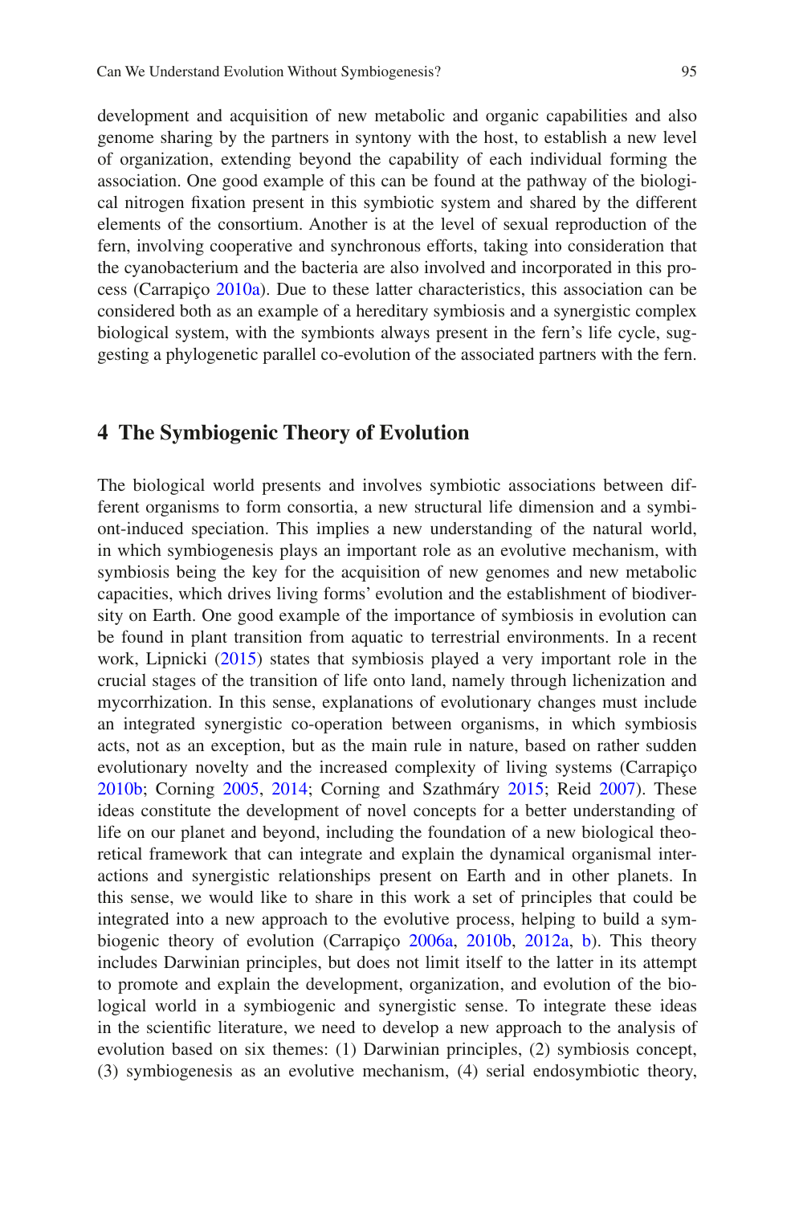development and acquisition of new metabolic and organic capabilities and also genome sharing by the partners in syntony with the host, to establish a new level of organization, extending beyond the capability of each individual forming the association. One good example of this can be found at the pathway of the biological nitrogen fixation present in this symbiotic system and shared by the different elements of the consortium. Another is at the level of sexual reproduction of the fern, involving cooperative and synchronous efforts, taking into consideration that the cyanobacterium and the bacteria are also involved and incorporated in this process (Carrapiço 2010a). Due to these latter characteristics, this association can be considered both as an example of a hereditary symbiosis and a synergistic complex biological system, with the symbionts always present in the fern's life cycle, suggesting a phylogenetic parallel co-evolution of the associated partners with the fern.

## 4 The Symbiogenic Theory of Evolution

The biological world presents and involves symbiotic associations between different organisms to form consortia, a new structural life dimension and a symbiont-induced speciation. This implies a new understanding of the natural world, in which symbiogenesis plays an important role as an evolutive mechanism, with symbiosis being the key for the acquisition of new genomes and new metabolic capacities, which drives living forms' evolution and the establishment of biodiversity on Earth. One good example of the importance of symbiosis in evolution can be found in plant transition from aquatic to terrestrial environments. In a recent work, Lipnicki (2015) states that symbiosis played a very important role in the crucial stages of the transition of life onto land, namely through lichenization and mycorrhization. In this sense, explanations of evolutionary changes must include an integrated synergistic co-operation between organisms, in which symbiosis acts, not as an exception, but as the main rule in nature, based on rather sudden evolutionary novelty and the increased complexity of living systems (Carrapiço 2010b; Corning 2005, 2014; Corning and Szathmáry 2015; Reid 2007). These ideas constitute the development of novel concepts for a better understanding of life on our planet and beyond, including the foundation of a new biological theoretical framework that can integrate and explain the dynamical organismal interactions and synergistic relationships present on Earth and in other planets. In this sense, we would like to share in this work a set of principles that could be integrated into a new approach to the evolutive process, helping to build a symbiogenic theory of evolution (Carrapiço 2006a, 2010b, 2012a, b). This theory includes Darwinian principles, but does not limit itself to the latter in its attempt to promote and explain the development, organization, and evolution of the biological world in a symbiogenic and synergistic sense. To integrate these ideas in the scientific literature, we need to develop a new approach to the analysis of evolution based on six themes: (1) Darwinian principles, (2) symbiosis concept, (3) symbiogenesis as an evolutive mechanism, (4) serial endosymbiotic theory,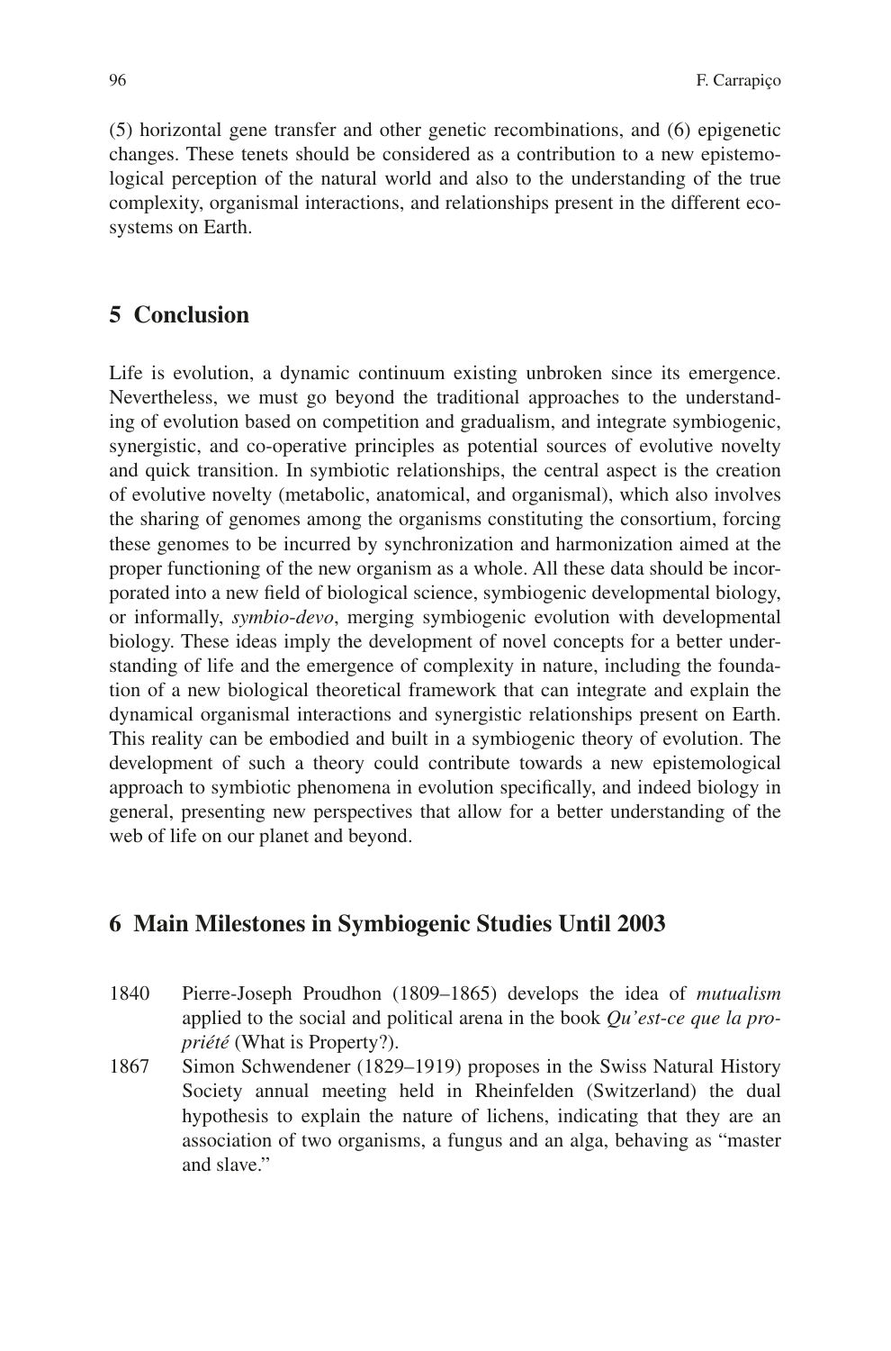(5) horizontal gene transfer and other genetic recombinations, and (6) epigenetic changes. These tenets should be considered as a contribution to a new epistemological perception of the natural world and also to the understanding of the true complexity, organismal interactions, and relationships present in the different ecosystems on Earth.

## 5 Conclusion

Life is evolution, a dynamic continuum existing unbroken since its emergence. Nevertheless, we must go beyond the traditional approaches to the understanding of evolution based on competition and gradualism, and integrate symbiogenic, synergistic, and co-operative principles as potential sources of evolutive novelty and quick transition. In symbiotic relationships, the central aspect is the creation of evolutive novelty (metabolic, anatomical, and organismal), which also involves the sharing of genomes among the organisms constituting the consortium, forcing these genomes to be incurred by synchronization and harmonization aimed at the proper functioning of the new organism as a whole. All these data should be incorporated into a new field of biological science, symbiogenic developmental biology, or informally, *symbio-devo*, merging symbiogenic evolution with developmental biology. These ideas imply the development of novel concepts for a better understanding of life and the emergence of complexity in nature, including the foundation of a new biological theoretical framework that can integrate and explain the dynamical organismal interactions and synergistic relationships present on Earth. This reality can be embodied and built in a symbiogenic theory of evolution. The development of such a theory could contribute towards a new epistemological approach to symbiotic phenomena in evolution specifically, and indeed biology in general, presenting new perspectives that allow for a better understanding of the web of life on our planet and beyond.

## 6 Main Milestones in Symbiogenic Studies Until 2003

1840 Pierre-Joseph Proudhon (1809–1865) develops the idea of *mutualism* applied to the social and political arena in the book *Qu'est-ce que la propriété* (What is Property?).

1867 Simon Schwendener (1829–1919) proposes in the Swiss Natural History Society annual meeting held in Rheinfelden (Switzerland) the dual hypothesis to explain the nature of lichens, indicating that they are an association of two organisms, a fungus and an alga, behaving as "master and slave."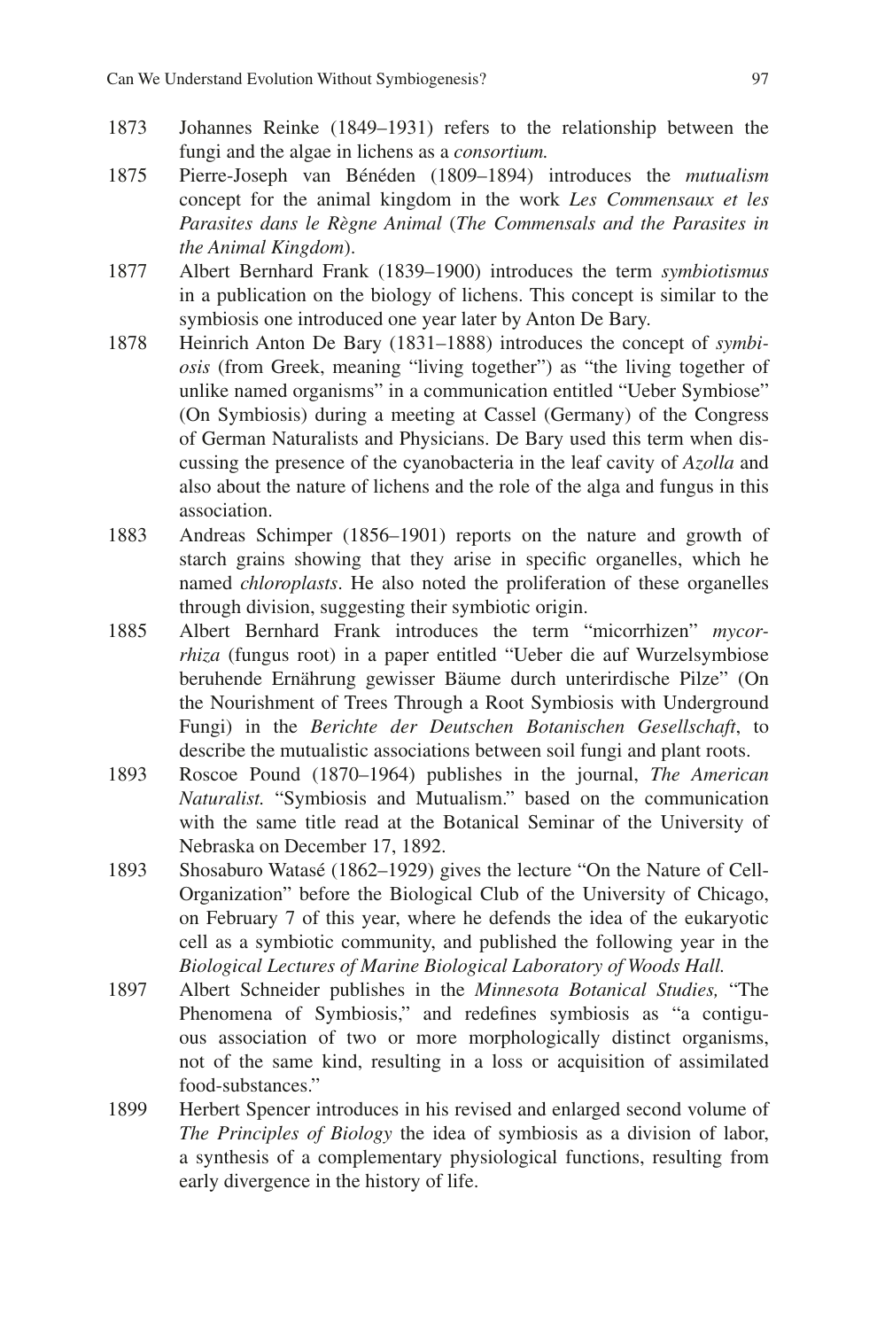1873 Johannes Reinke (1849–1931) refers to the relationship between the fungi and the algae in lichens as a *consortium.*

1875 Pierre-Joseph van Bénéden (1809–1894) introduces the *mutualism* concept for the animal kingdom in the work *Les Commensaux et les Parasites dans le Règne Animal* (*The Commensals and the Parasites in the Animal Kingdom*).

1877 Albert Bernhard Frank (1839–1900) introduces the term *symbiotismus* in a publication on the biology of lichens. This concept is similar to the symbiosis one introduced one year later by Anton De Bary.

1878 Heinrich Anton De Bary (1831–1888) introduces the concept of *symbiosis* (from Greek, meaning "living together") as "the living together of unlike named organisms" in a communication entitled "Ueber Symbiose" (On Symbiosis) during a meeting at Cassel (Germany) of the Congress of German Naturalists and Physicians. De Bary used this term when discussing the presence of the cyanobacteria in the leaf cavity of *Azolla* and also about the nature of lichens and the role of the alga and fungus in this association.

1883 Andreas Schimper (1856–1901) reports on the nature and growth of starch grains showing that they arise in specific organelles, which he named *chloroplasts*. He also noted the proliferation of these organelles through division, suggesting their symbiotic origin.

1885 Albert Bernhard Frank introduces the term "micorrhizen" *mycorrhiza* (fungus root) in a paper entitled "Ueber die auf Wurzelsymbiose beruhende Ernährung gewisser Bäume durch unterirdische Pilze" (On the Nourishment of Trees Through a Root Symbiosis with Underground Fungi) in the *Berichte der Deutschen Botanischen Gesellschaft*, to describe the mutualistic associations between soil fungi and plant roots.

1893 Roscoe Pound (1870–1964) publishes in the journal, *The American Naturalist.* "Symbiosis and Mutualism." based on the communication with the same title read at the Botanical Seminar of the University of Nebraska on December 17, 1892.

1893 Shosaburo Watasé (1862–1929) gives the lecture "On the Nature of Cell-Organization" before the Biological Club of the University of Chicago, on February 7 of this year, where he defends the idea of the eukaryotic cell as a symbiotic community, and published the following year in the *Biological Lectures of Marine Biological Laboratory of Woods Hall.*

1897 Albert Schneider publishes in the *Minnesota Botanical Studies,* "The Phenomena of Symbiosis," and redefines symbiosis as "a contiguous association of two or more morphologically distinct organisms, not of the same kind, resulting in a loss or acquisition of assimilated food-substances."

1899 Herbert Spencer introduces in his revised and enlarged second volume of *The Principles of Biology* the idea of symbiosis as a division of labor, a synthesis of a complementary physiological functions, resulting from early divergence in the history of life.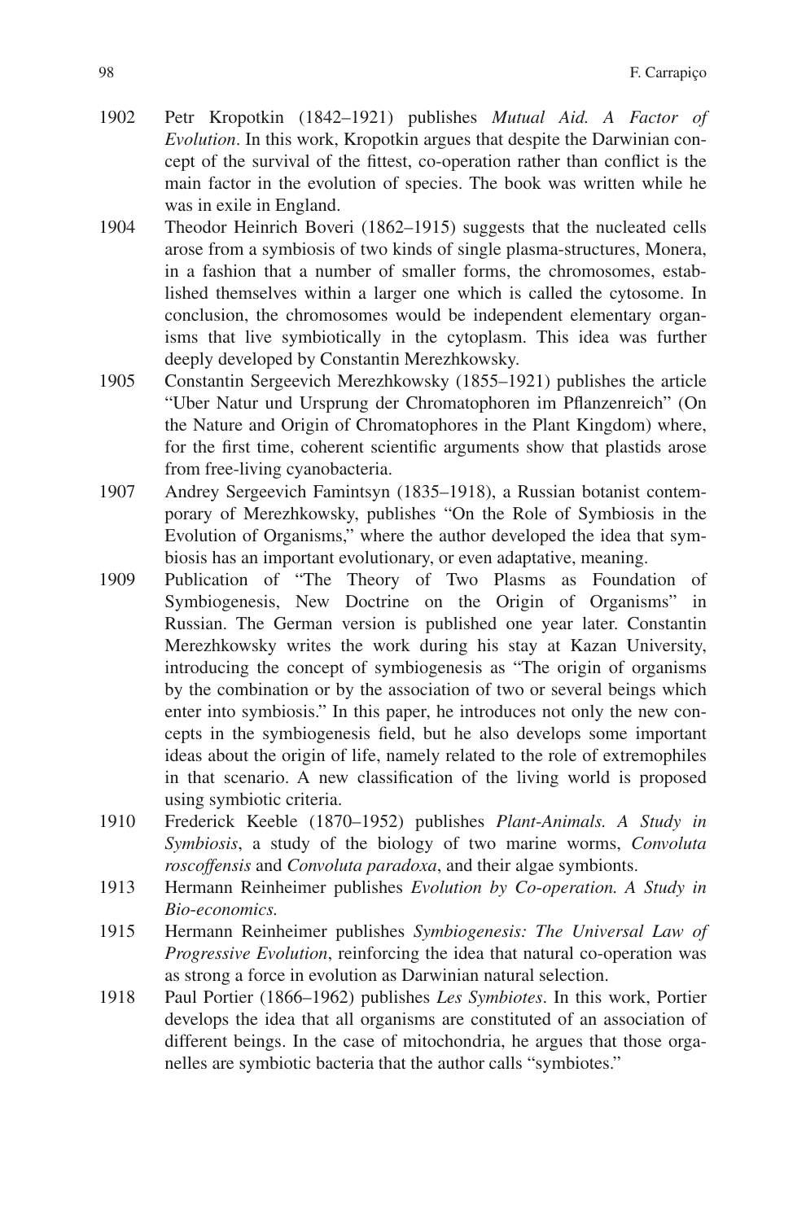1902 Petr Kropotkin (1842–1921) publishes *Mutual Aid. A Factor of Evolution*. In this work, Kropotkin argues that despite the Darwinian concept of the survival of the fittest, co-operation rather than conflict is the main factor in the evolution of species. The book was written while he was in exile in England.

1904 Theodor Heinrich Boveri (1862–1915) suggests that the nucleated cells arose from a symbiosis of two kinds of single plasma-structures, Monera, in a fashion that a number of smaller forms, the chromosomes, established themselves within a larger one which is called the cytosome. In conclusion, the chromosomes would be independent elementary organisms that live symbiotically in the cytoplasm. This idea was further deeply developed by Constantin Merezhkowsky.

1905 Constantin Sergeevich Merezhkowsky (1855–1921) publishes the article "Uber Natur und Ursprung der Chromatophoren im Pflanzenreich" (On the Nature and Origin of Chromatophores in the Plant Kingdom) where, for the first time, coherent scientific arguments show that plastids arose from free-living cyanobacteria.

1907 Andrey Sergeevich Famintsyn (1835–1918), a Russian botanist contemporary of Merezhkowsky, publishes "On the Role of Symbiosis in the Evolution of Organisms," where the author developed the idea that symbiosis has an important evolutionary, or even adaptative, meaning.

1909 Publication of "The Theory of Two Plasms as Foundation of Symbiogenesis, New Doctrine on the Origin of Organisms" in Russian. The German version is published one year later. Constantin Merezhkowsky writes the work during his stay at Kazan University, introducing the concept of symbiogenesis as "The origin of organisms by the combination or by the association of two or several beings which enter into symbiosis." In this paper, he introduces not only the new concepts in the symbiogenesis field, but he also develops some important ideas about the origin of life, namely related to the role of extremophiles in that scenario. A new classification of the living world is proposed using symbiotic criteria.

1910 Frederick Keeble (1870–1952) publishes *Plant-Animals. A Study in Symbiosis*, a study of the biology of two marine worms, *Convoluta roscoffensis* and *Convoluta paradoxa*, and their algae symbionts.

1913 Hermann Reinheimer publishes *Evolution by Co-operation. A Study in Bio-economics.*

1915 Hermann Reinheimer publishes *Symbiogenesis: The Universal Law of Progressive Evolution*, reinforcing the idea that natural co-operation was as strong a force in evolution as Darwinian natural selection.

1918 Paul Portier (1866–1962) publishes *Les Symbiotes*. In this work, Portier develops the idea that all organisms are constituted of an association of different beings. In the case of mitochondria, he argues that those organelles are symbiotic bacteria that the author calls "symbiotes."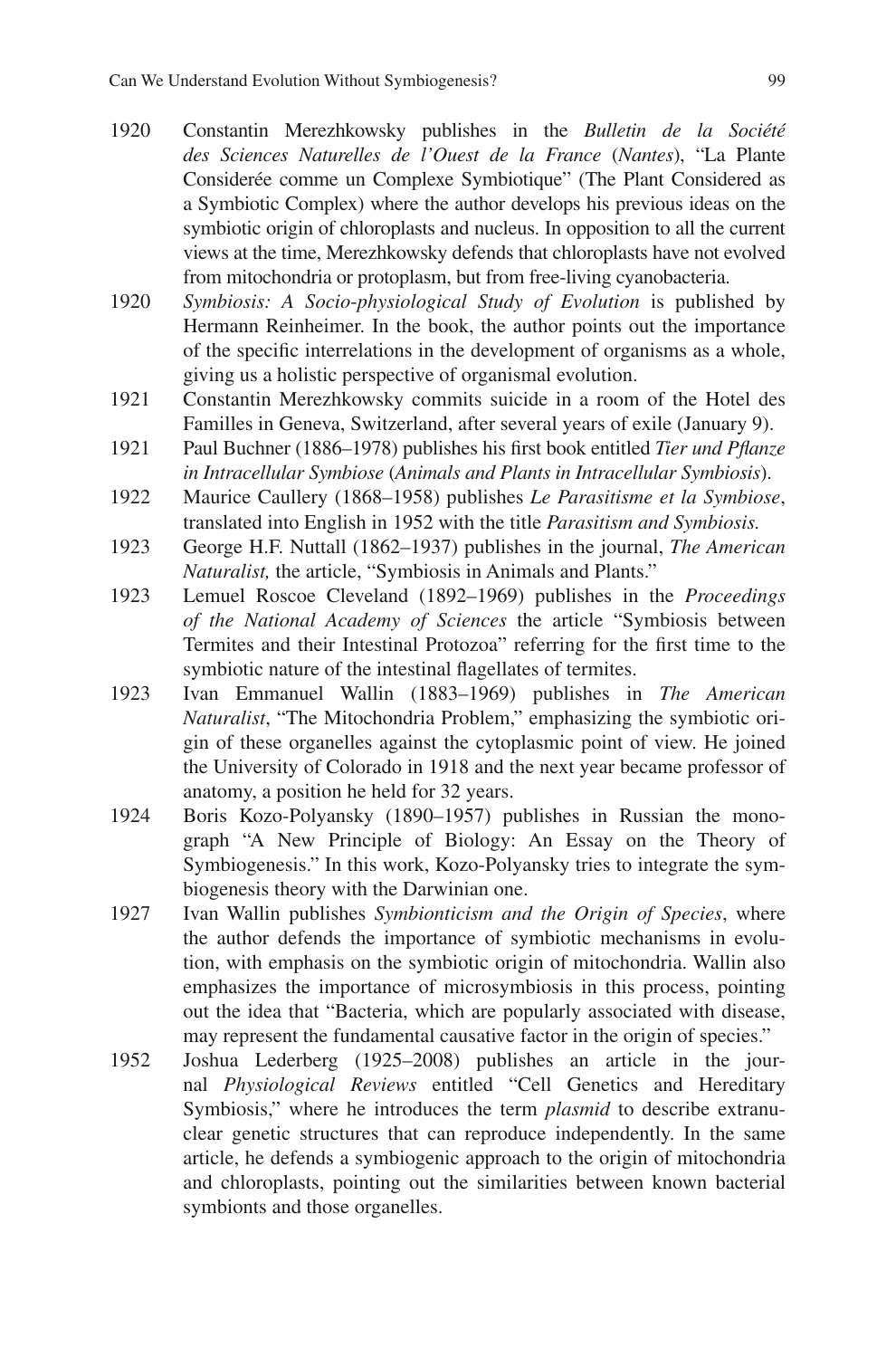1920 Constantin Merezhkowsky publishes in the *Bulletin de la Société des Sciences Naturelles de l'Ouest de la France* (*Nantes*), "La Plante Considerée comme un Complexe Symbiotique" (The Plant Considered as a Symbiotic Complex) where the author develops his previous ideas on the symbiotic origin of chloroplasts and nucleus. In opposition to all the current views at the time, Merezhkowsky defends that chloroplasts have not evolved from mitochondria or protoplasm, but from free-living cyanobacteria.

1920 *Symbiosis: A Socio-physiological Study of Evolution* is published by Hermann Reinheimer. In the book, the author points out the importance of the specific interrelations in the development of organisms as a whole, giving us a holistic perspective of organismal evolution.

1921 Constantin Merezhkowsky commits suicide in a room of the Hotel des Familles in Geneva, Switzerland, after several years of exile (January 9).

1921 Paul Buchner (1886–1978) publishes his first book entitled *Tier und Pflanze in Intracellular Symbiose* (*Animals and Plants in Intracellular Symbiosis*).

1922 Maurice Caullery (1868–1958) publishes *Le Parasitisme et la Symbiose*, translated into English in 1952 with the title *Parasitism and Symbiosis.*

1923 George H.F. Nuttall (1862–1937) publishes in the journal, *The American Naturalist,* the article, "Symbiosis in Animals and Plants."

1923 Lemuel Roscoe Cleveland (1892–1969) publishes in the *Proceedings of the National Academy of Sciences* the article "Symbiosis between Termites and their Intestinal Protozoa" referring for the first time to the symbiotic nature of the intestinal flagellates of termites.

1923 Ivan Emmanuel Wallin (1883–1969) publishes in *The American Naturalist*, "The Mitochondria Problem," emphasizing the symbiotic origin of these organelles against the cytoplasmic point of view. He joined the University of Colorado in 1918 and the next year became professor of anatomy, a position he held for 32 years.

1924 Boris Kozo-Polyansky (1890–1957) publishes in Russian the monograph "A New Principle of Biology: An Essay on the Theory of Symbiogenesis." In this work, Kozo-Polyansky tries to integrate the symbiogenesis theory with the Darwinian one.

1927 Ivan Wallin publishes *Symbionticism and the Origin of Species*, where the author defends the importance of symbiotic mechanisms in evolution, with emphasis on the symbiotic origin of mitochondria. Wallin also emphasizes the importance of microsymbiosis in this process, pointing out the idea that "Bacteria, which are popularly associated with disease, may represent the fundamental causative factor in the origin of species."

1952 Joshua Lederberg (1925–2008) publishes an article in the journal *Physiological Reviews* entitled "Cell Genetics and Hereditary Symbiosis," where he introduces the term *plasmid* to describe extranuclear genetic structures that can reproduce independently. In the same article, he defends a symbiogenic approach to the origin of mitochondria and chloroplasts, pointing out the similarities between known bacterial symbionts and those organelles.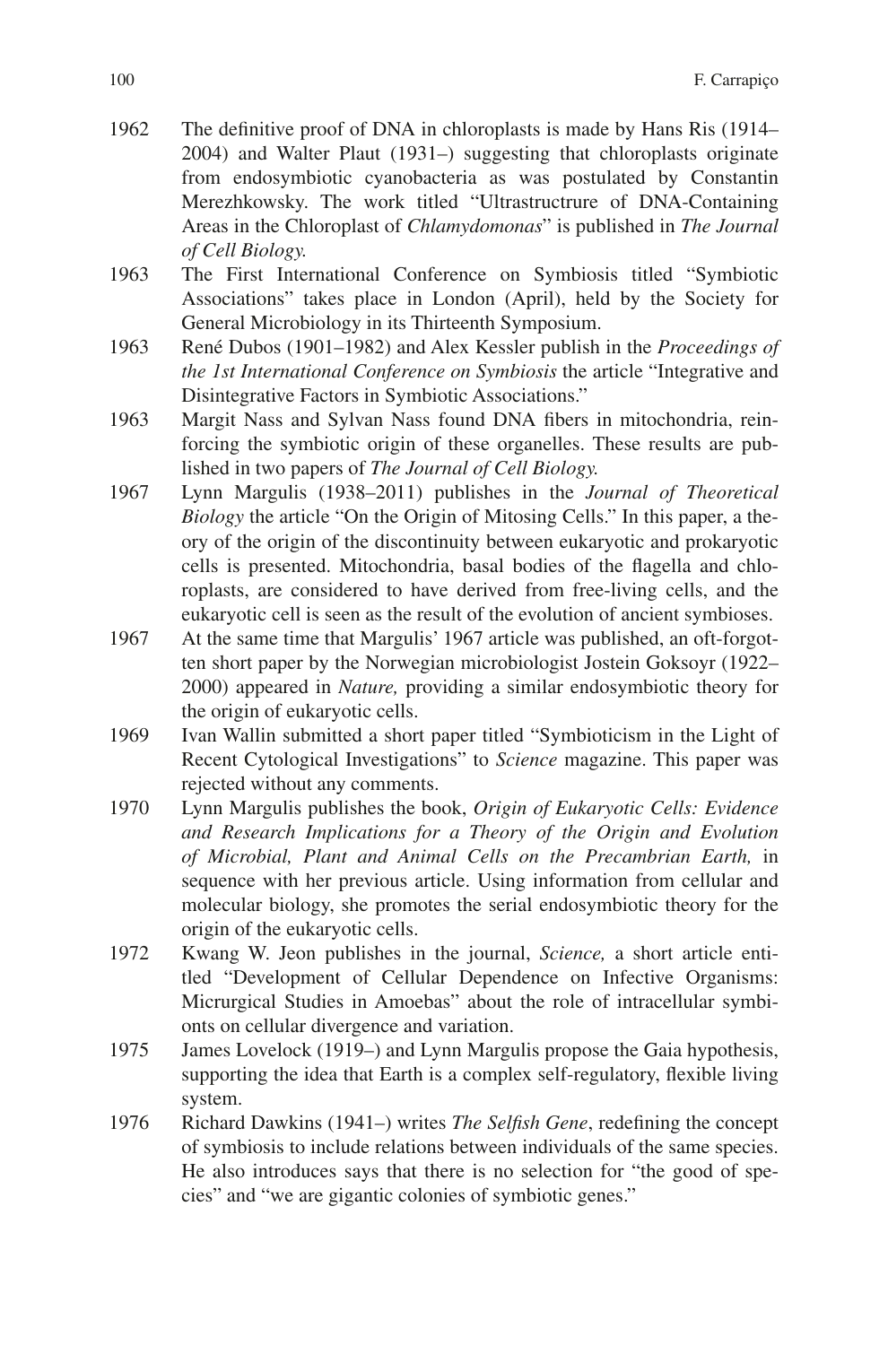1962 The definitive proof of DNA in chloroplasts is made by Hans Ris (1914–2004) and Walter Plaut (1931–) suggesting that chloroplasts originate from endosymbiotic cyanobacteria as was postulated by Constantin Merezhkowsky. The work titled "Ultrastructrure of DNA-Containing Areas in the Chloroplast of *Chlamydomonas*" is published in *The Journal of Cell Biology.*

1963 The First International Conference on Symbiosis titled "Symbiotic Associations" takes place in London (April), held by the Society for General Microbiology in its Thirteenth Symposium.

1963 René Dubos (1901–1982) and Alex Kessler publish in the *Proceedings of the 1st International Conference on Symbiosis* the article "Integrative and Disintegrative Factors in Symbiotic Associations."

1963 Margit Nass and Sylvan Nass found DNA fibers in mitochondria, reinforcing the symbiotic origin of these organelles. These results are published in two papers of *The Journal of Cell Biology.*

1967 Lynn Margulis (1938–2011) publishes in the *Journal of Theoretical Biology* the article "On the Origin of Mitosing Cells." In this paper, a theory of the origin of the discontinuity between eukaryotic and prokaryotic cells is presented. Mitochondria, basal bodies of the flagella and chloroplasts, are considered to have derived from free-living cells, and the eukaryotic cell is seen as the result of the evolution of ancient symbioses.

1967 At the same time that Margulis' 1967 article was published, an oft-forgotten short paper by the Norwegian microbiologist Jostein Goksoyr (1922–2000) appeared in *Nature,* providing a similar endosymbiotic theory for the origin of eukaryotic cells.

1969 Ivan Wallin submitted a short paper titled "Symbioticism in the Light of Recent Cytological Investigations" to *Science* magazine. This paper was rejected without any comments.

1970 Lynn Margulis publishes the book, *Origin of Eukaryotic Cells: Evidence and Research Implications for a Theory of the Origin and Evolution of Microbial, Plant and Animal Cells on the Precambrian Earth,* in sequence with her previous article. Using information from cellular and molecular biology, she promotes the serial endosymbiotic theory for the origin of the eukaryotic cells.

1972 Kwang W. Jeon publishes in the journal, *Science,* a short article entitled "Development of Cellular Dependence on Infective Organisms: Micrurgical Studies in Amoebas" about the role of intracellular symbionts on cellular divergence and variation.

1975 James Lovelock (1919–) and Lynn Margulis propose the Gaia hypothesis, supporting the idea that Earth is a complex self-regulatory, flexible living system.

1976 Richard Dawkins (1941–) writes *The Selfish Gene*, redefining the concept of symbiosis to include relations between individuals of the same species. He also introduces says that there is no selection for "the good of species" and "we are gigantic colonies of symbiotic genes."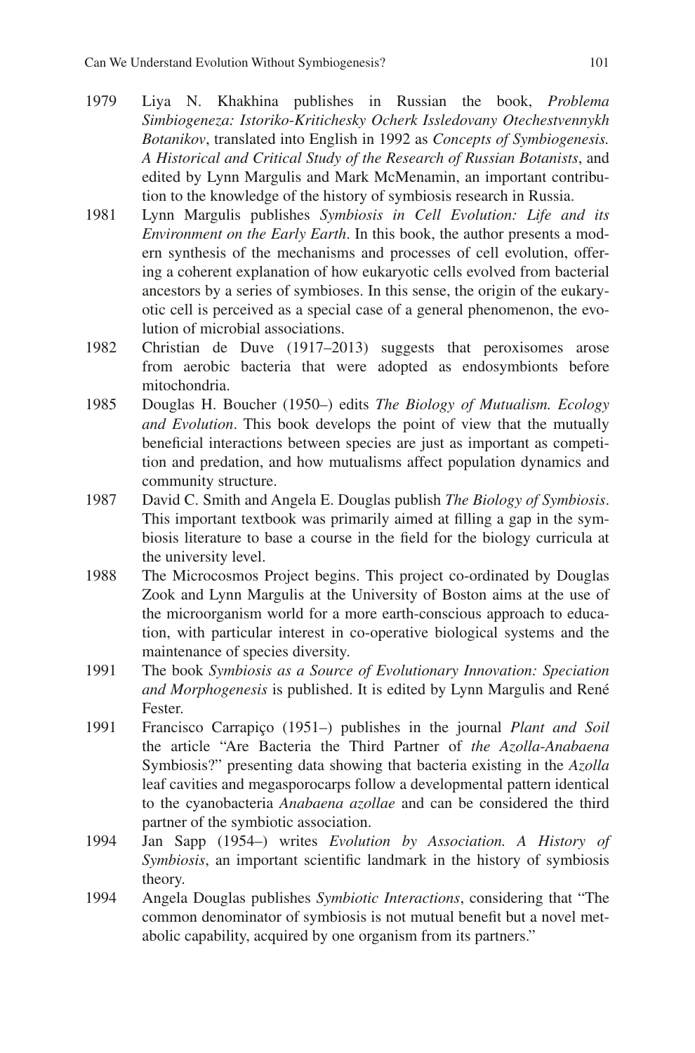1979 Liya N. Khakhina publishes in Russian the book, *Problema Simbiogeneza: Istoriko-Kritichesky Ocherk Issledovany Otechestvennykh Botanikov*, translated into English in 1992 as *Concepts of Symbiogenesis. A Historical and Critical Study of the Research of Russian Botanists*, and edited by Lynn Margulis and Mark McMenamin, an important contribution to the knowledge of the history of symbiosis research in Russia.

1981 Lynn Margulis publishes *Symbiosis in Cell Evolution: Life and its Environment on the Early Earth*. In this book, the author presents a modern synthesis of the mechanisms and processes of cell evolution, offering a coherent explanation of how eukaryotic cells evolved from bacterial ancestors by a series of symbioses. In this sense, the origin of the eukaryotic cell is perceived as a special case of a general phenomenon, the evolution of microbial associations.

1982 Christian de Duve (1917–2013) suggests that peroxisomes arose from aerobic bacteria that were adopted as endosymbionts before mitochondria.

1985 Douglas H. Boucher (1950–) edits *The Biology of Mutualism. Ecology and Evolution*. This book develops the point of view that the mutually beneficial interactions between species are just as important as competition and predation, and how mutualisms affect population dynamics and community structure.

1987 David C. Smith and Angela E. Douglas publish *The Biology of Symbiosis*. This important textbook was primarily aimed at filling a gap in the symbiosis literature to base a course in the field for the biology curricula at the university level.

1988 The Microcosmos Project begins. This project co-ordinated by Douglas Zook and Lynn Margulis at the University of Boston aims at the use of the microorganism world for a more earth-conscious approach to education, with particular interest in co-operative biological systems and the maintenance of species diversity.

1991 The book *Symbiosis as a Source of Evolutionary Innovation: Speciation and Morphogenesis* is published. It is edited by Lynn Margulis and René Fester.

1991 Francisco Carrapiço (1951–) publishes in the journal *Plant and Soil* the article "Are Bacteria the Third Partner of *the Azolla-Anabaena* Symbiosis?" presenting data showing that bacteria existing in the *Azolla* leaf cavities and megasporocarps follow a developmental pattern identical to the cyanobacteria *Anabaena azollae* and can be considered the third partner of the symbiotic association.

1994 Jan Sapp (1954–) writes *Evolution by Association. A History of Symbiosis*, an important scientific landmark in the history of symbiosis theory.

1994 Angela Douglas publishes *Symbiotic Interactions*, considering that "The common denominator of symbiosis is not mutual benefit but a novel metabolic capability, acquired by one organism from its partners."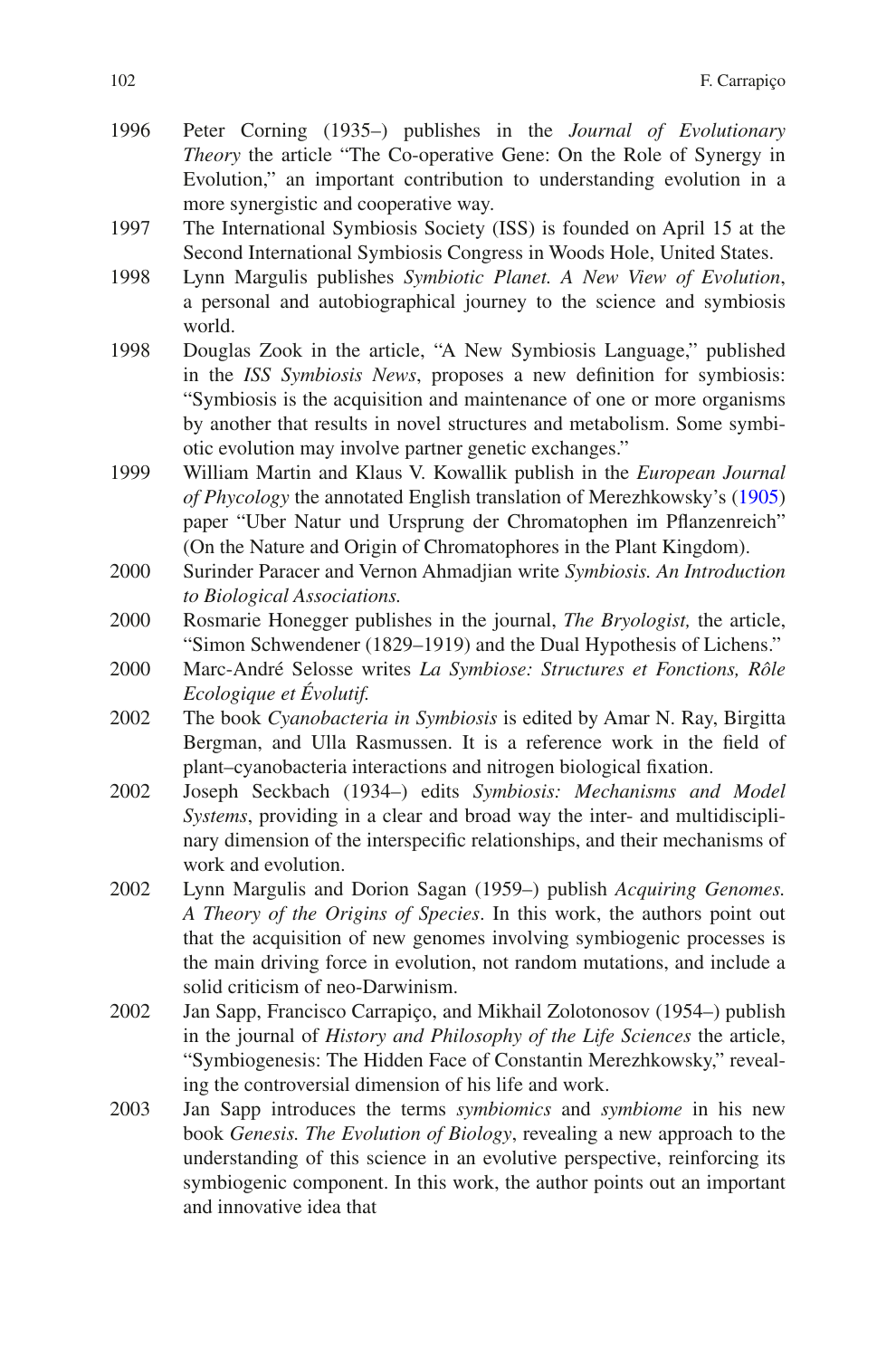1996 Peter Corning (1935–) publishes in the *Journal of Evolutionary Theory* the article "The Co-operative Gene: On the Role of Synergy in Evolution," an important contribution to understanding evolution in a more synergistic and cooperative way.

1997 The International Symbiosis Society (ISS) is founded on April 15 at the Second International Symbiosis Congress in Woods Hole, United States.

1998 Lynn Margulis publishes *Symbiotic Planet. A New View of Evolution*, a personal and autobiographical journey to the science and symbiosis world.

1998 Douglas Zook in the article, "A New Symbiosis Language," published in the *ISS Symbiosis News*, proposes a new definition for symbiosis: "Symbiosis is the acquisition and maintenance of one or more organisms by another that results in novel structures and metabolism. Some symbiotic evolution may involve partner genetic exchanges."

1999 William Martin and Klaus V. Kowallik publish in the *European Journal of Phycology* the annotated English translation of Merezhkowsky's (1905) paper "Uber Natur und Ursprung der Chromatophen im Pflanzenreich" (On the Nature and Origin of Chromatophores in the Plant Kingdom).

2000 Surinder Paracer and Vernon Ahmadjian write *Symbiosis. An Introduction to Biological Associations.*

2000 Rosmarie Honegger publishes in the journal, *The Bryologist,* the article, "Simon Schwendener (1829–1919) and the Dual Hypothesis of Lichens."

2000 Marc-André Selosse writes *La Symbiose: Structures et Fonctions, Rôle Ecologique et Évolutif.*

2002 The book *Cyanobacteria in Symbiosis* is edited by Amar N. Ray, Birgitta Bergman, and Ulla Rasmussen. It is a reference work in the field of plant–cyanobacteria interactions and nitrogen biological fixation.

2002 Joseph Seckbach (1934–) edits *Symbiosis: Mechanisms and Model Systems*, providing in a clear and broad way the inter- and multidisciplinary dimension of the interspecific relationships, and their mechanisms of work and evolution.

2002 Lynn Margulis and Dorion Sagan (1959–) publish *Acquiring Genomes. A Theory of the Origins of Species*. In this work, the authors point out that the acquisition of new genomes involving symbiogenic processes is the main driving force in evolution, not random mutations, and include a solid criticism of neo-Darwinism.

2002 Jan Sapp, Francisco Carrapiço, and Mikhail Zolotonosov (1954–) publish in the journal of *History and Philosophy of the Life Sciences* the article, "Symbiogenesis: The Hidden Face of Constantin Merezhkowsky," revealing the controversial dimension of his life and work.

2003 Jan Sapp introduces the terms *symbiomics* and *symbiome* in his new book *Genesis. The Evolution of Biology*, revealing a new approach to the understanding of this science in an evolutive perspective, reinforcing its symbiogenic component. In this work, the author points out an important and innovative idea that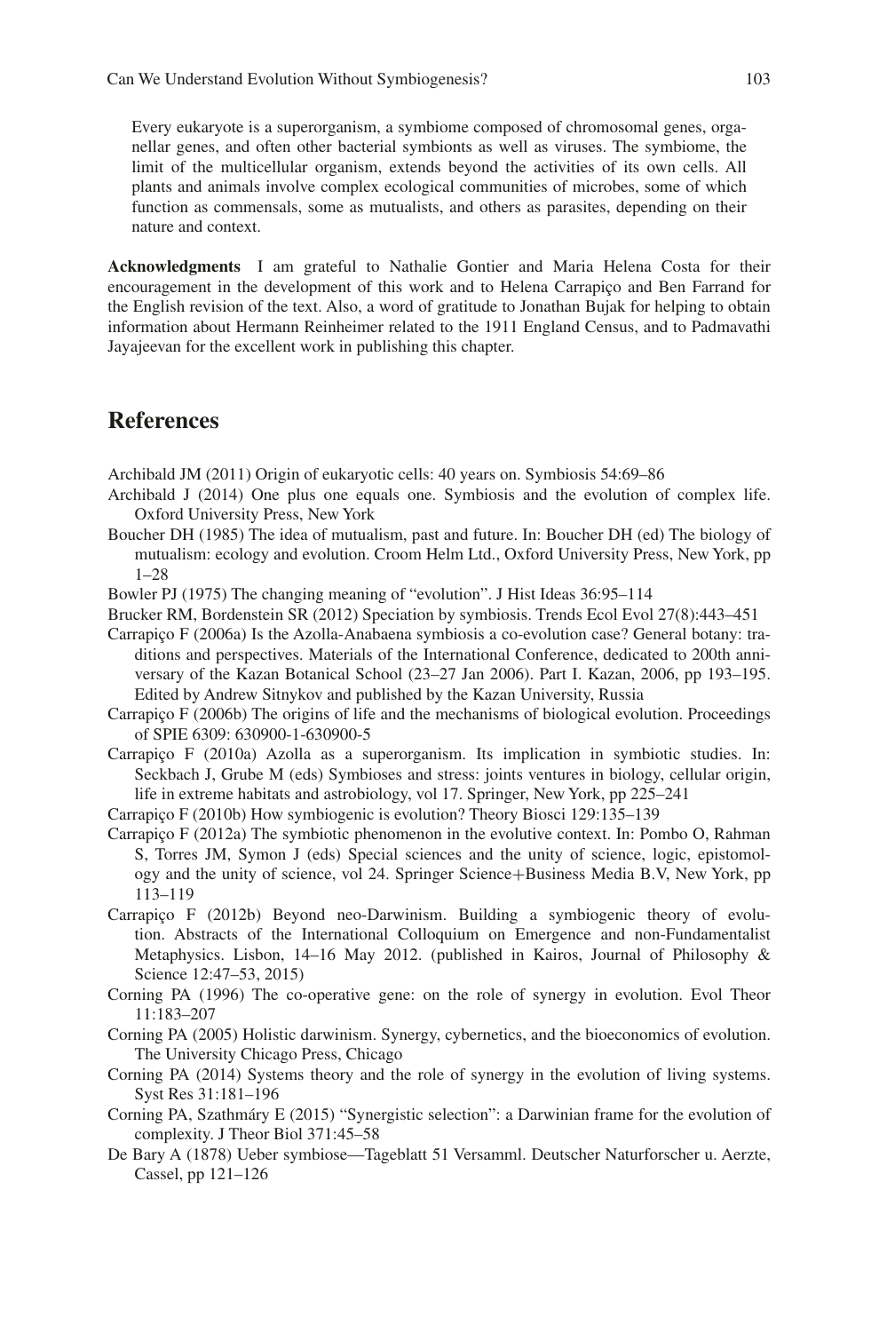> Every eukaryote is a superorganism, a symbiome composed of chromosomal genes, organellar genes, and often other bacterial symbionts as well as viruses. The symbiome, the limit of the multicellular organism, extends beyond the activities of its own cells. All plants and animals involve complex ecological communities of microbes, some of which function as commensals, some as mutualists, and others as parasites, depending on their nature and context.

**Acknowledgments** I am grateful to Nathalie Gontier and Maria Helena Costa for their encouragement in the development of this work and to Helena Carrapiço and Ben Farrand for the English revision of the text. Also, a word of gratitude to Jonathan Bujak for helping to obtain information about Hermann Reinheimer related to the 1911 England Census, and to Padmavathi Jayajeevan for the excellent work in publishing this chapter.

## References

Archibald JM (2011) Origin of eukaryotic cells: 40 years on. Symbiosis 54:69–86

Archibald J (2014) One plus one equals one. Symbiosis and the evolution of complex life. Oxford University Press, New York

Boucher DH (1985) The idea of mutualism, past and future. In: Boucher DH (ed) The biology of mutualism: ecology and evolution. Croom Helm Ltd., Oxford University Press, New York, pp 1–28

Bowler PJ (1975) The changing meaning of "evolution". J Hist Ideas 36:95–114

Brucker RM, Bordenstein SR (2012) Speciation by symbiosis. Trends Ecol Evol 27(8):443–451

Carrapiço F (2006a) Is the Azolla-Anabaena symbiosis a co-evolution case? General botany: traditions and perspectives. Materials of the International Conference, dedicated to 200th anniversary of the Kazan Botanical School (23–27 Jan 2006). Part I. Kazan, 2006, pp 193–195. Edited by Andrew Sitnykov and published by the Kazan University, Russia

Carrapiço F (2006b) The origins of life and the mechanisms of biological evolution. Proceedings of SPIE 6309: 630900-1-630900-5

Carrapiço F (2010a) Azolla as a superorganism. Its implication in symbiotic studies. In: Seckbach J, Grube M (eds) Symbioses and stress: joints ventures in biology, cellular origin, life in extreme habitats and astrobiology, vol 17. Springer, New York, pp 225–241

Carrapiço F (2010b) How symbiogenic is evolution? Theory Biosci 129:135–139

Carrapiço F (2012a) The symbiotic phenomenon in the evolutive context. In: Pombo O, Rahman S, Torres JM, Symon J (eds) Special sciences and the unity of science, logic, epistomology and the unity of science, vol 24. Springer Science+Business Media B.V, New York, pp 113–119

Carrapiço F (2012b) Beyond neo-Darwinism. Building a symbiogenic theory of evolution. Abstracts of the International Colloquium on Emergence and non-Fundamentalist Metaphysics. Lisbon, 14–16 May 2012. (published in Kairos, Journal of Philosophy & Science 12:47–53, 2015)

Corning PA (1996) The co-operative gene: on the role of synergy in evolution. Evol Theor 11:183–207

Corning PA (2005) Holistic darwinism. Synergy, cybernetics, and the bioeconomics of evolution. The University Chicago Press, Chicago

Corning PA (2014) Systems theory and the role of synergy in the evolution of living systems. Syst Res 31:181–196

Corning PA, Szathmáry E (2015) "Synergistic selection": a Darwinian frame for the evolution of complexity. J Theor Biol 371:45–58

De Bary A (1878) Ueber symbiose—Tageblatt 51 Versamml. Deutscher Naturforscher u. Aerzte, Cassel, pp 121–126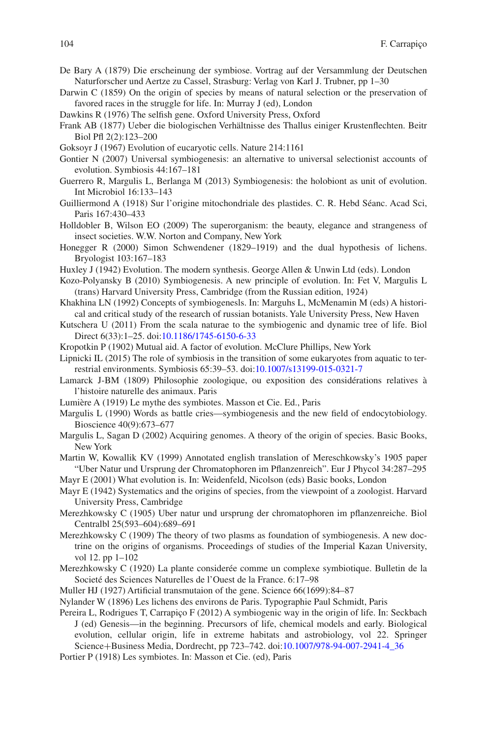De Bary A (1879) Die erscheinung der symbiose. Vortrag auf der Versammlung der Deutschen Naturforscher und Aertze zu Cassel, Strasburg: Verlag von Karl J. Trubner, pp 1–30

Darwin C (1859) On the origin of species by means of natural selection or the preservation of favored races in the struggle for life. In: Murray J (ed), London

Dawkins R (1976) The selfish gene. Oxford University Press, Oxford

Frank AB (1877) Ueber die biologischen Verhältnisse des Thallus einiger Krustenflechten. Beitr Biol Pfl 2(2):123–200

Goksoyr J (1967) Evolution of eucaryotic cells. Nature 214:1161

Gontier N (2007) Universal symbiogenesis: an alternative to universal selectionist accounts of evolution. Symbiosis 44:167–181

Guerrero R, Margulis L, Berlanga M (2013) Symbiogenesis: the holobiont as unit of evolution. Int Microbiol 16:133–143

Guilliermond A (1918) Sur l'origine mitochondriale des plastides. C. R. Hebd Séanc. Acad Sci, Paris 167:430–433

Holldobler B, Wilson EO (2009) The superorganism: the beauty, elegance and strangeness of insect societies. W.W. Norton and Company, New York

Honegger R (2000) Simon Schwendener (1829–1919) and the dual hypothesis of lichens. Bryologist 103:167–183

Huxley J (1942) Evolution. The modern synthesis. George Allen & Unwin Ltd (eds). London

Kozo-Polyansky B (2010) Symbiogenesis. A new principle of evolution. In: Fet V, Margulis L (trans) Harvard University Press, Cambridge (from the Russian edition, 1924)

Khakhina LN (1992) Concepts of symbiogenesls. In: Marguhs L, McMenamin M (eds) A historical and critical study of the research of russian botanists. Yale University Press, New Haven

Kutschera U (2011) From the scala naturae to the symbiogenic and dynamic tree of life. Biol Direct 6(33):1–25. doi:10.1186/1745-6150-6-33

Kropotkin P (1902) Mutual aid. A factor of evolution. McClure Phillips, New York

Lipnicki IL (2015) The role of symbiosis in the transition of some eukaryotes from aquatic to terrestrial environments. Symbiosis 65:39–53. doi:10.1007/s13199-015-0321-7

Lamarck J-BM (1809) Philosophie zoologique, ou exposition des considérations relatives à l'histoire naturelle des animaux. Paris

Lumière A (1919) Le mythe des symbiotes. Masson et Cie. Ed., Paris

Margulis L (1990) Words as battle cries—symbiogenesis and the new field of endocytobiology. Bioscience 40(9):673–677

Margulis L, Sagan D (2002) Acquiring genomes. A theory of the origin of species. Basic Books, New York

Martin W, Kowallik KV (1999) Annotated english translation of Mereschkowsky's 1905 paper "Uber Natur und Ursprung der Chromatophoren im Pflanzenreich". Eur J Phycol 34:287–295

Mayr E (2001) What evolution is. In: Weidenfeld, Nicolson (eds) Basic books, London

Mayr E (1942) Systematics and the origins of species, from the viewpoint of a zoologist. Harvard University Press, Cambridge

Merezhkowsky C (1905) Uber natur und ursprung der chromatophoren im pflanzenreiche. Biol Centralbl 25(593–604):689–691

Merezhkowsky C (1909) The theory of two plasms as foundation of symbiogenesis. A new doctrine on the origins of organisms. Proceedings of studies of the Imperial Kazan University, vol 12. pp 1–102

Merezhkowsky C (1920) La plante considerée comme un complexe symbiotique. Bulletin de la Societé des Sciences Naturelles de l'Ouest de la France. 6:17–98

Muller HJ (1927) Artificial transmutaion of the gene. Science 66(1699):84–87

Nylander W (1896) Les lichens des environs de Paris. Typographie Paul Schmidt, Paris

Pereira L, Rodrigues T, Carrapiço F (2012) A symbiogenic way in the origin of life. In: Seckbach J (ed) Genesis—in the beginning. Precursors of life, chemical models and early. Biological evolution, cellular origin, life in extreme habitats and astrobiology, vol 22. Springer Science+Business Media, Dordrecht, pp 723–742. doi:10.1007/978-94-007-2941-4_36

Portier P (1918) Les symbiotes. In: Masson et Cie. (ed), Paris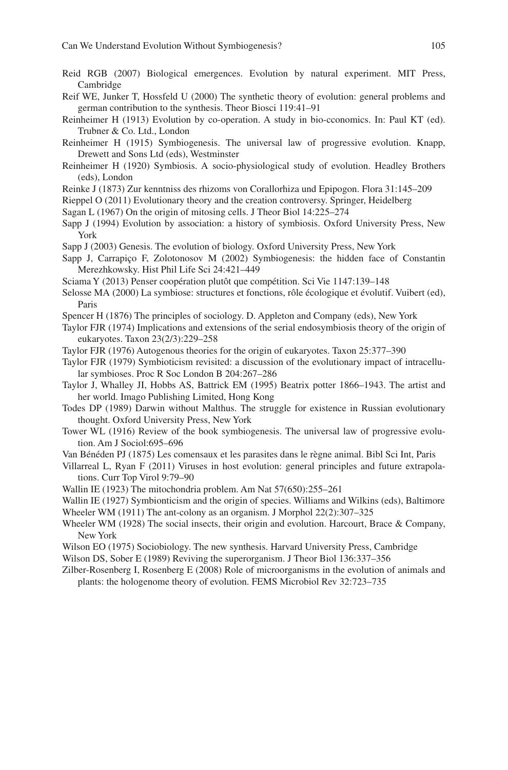Reid RGB (2007) Biological emergences. Evolution by natural experiment. MIT Press, Cambridge

Reif WE, Junker T, Hossfeld U (2000) The synthetic theory of evolution: general problems and german contribution to the synthesis. Theor Biosci 119:41–91

Reinheimer H (1913) Evolution by co-operation. A study in bio-cconomics. In: Paul KT (ed). Trubner & Co. Ltd., London

Reinheimer H (1915) Symbiogenesis. The universal law of progressive evolution. Knapp, Drewett and Sons Ltd (eds), Westminster

Reinheimer H (1920) Symbiosis. A socio-physiological study of evolution. Headley Brothers (eds), London

Reinke J (1873) Zur kenntniss des rhizoms von Corallorhiza und Epipogon. Flora 31:145–209

Rieppel O (2011) Evolutionary theory and the creation controversy. Springer, Heidelberg

Sagan L (1967) On the origin of mitosing cells. J Theor Biol 14:225–274

Sapp J (1994) Evolution by association: a history of symbiosis. Oxford University Press, New York

Sapp J (2003) Genesis. The evolution of biology. Oxford University Press, New York

Sapp J, Carrapiço F, Zolotonosov M (2002) Symbiogenesis: the hidden face of Constantin Merezhkowsky. Hist Phil Life Sci 24:421–449

Sciama Y (2013) Penser coopération plutôt que compétition. Sci Vie 1147:139–148

Selosse MA (2000) La symbiose: structures et fonctions, rôle écologique et évolutif. Vuibert (ed), Paris

Spencer H (1876) The principles of sociology. D. Appleton and Company (eds), New York

Taylor FJR (1974) Implications and extensions of the serial endosymbiosis theory of the origin of eukaryotes. Taxon 23(2/3):229–258

Taylor FJR (1976) Autogenous theories for the origin of eukaryotes. Taxon 25:377–390

Taylor FJR (1979) Symbioticism revisited: a discussion of the evolutionary impact of intracellular symbioses. Proc R Soc London B 204:267–286

Taylor J, Whalley JI, Hobbs AS, Battrick EM (1995) Beatrix potter 1866–1943. The artist and her world. Imago Publishing Limited, Hong Kong

Todes DP (1989) Darwin without Malthus. The struggle for existence in Russian evolutionary thought. Oxford University Press, New York

Tower WL (1916) Review of the book symbiogenesis. The universal law of progressive evolution. Am J Sociol:695–696

Van Bénéden PJ (1875) Les comensaux et les parasites dans le règne animal. Bibl Sci Int, Paris

Villarreal L, Ryan F (2011) Viruses in host evolution: general principles and future extrapolations. Curr Top Virol 9:79–90

Wallin IE (1923) The mitochondria problem. Am Nat 57(650):255–261

Wallin IE (1927) Symbionticism and the origin of species. Williams and Wilkins (eds), Baltimore

Wheeler WM (1911) The ant-colony as an organism. J Morphol 22(2):307–325

Wheeler WM (1928) The social insects, their origin and evolution. Harcourt, Brace & Company, New York

Wilson EO (1975) Sociobiology. The new synthesis. Harvard University Press, Cambridge

Wilson DS, Sober E (1989) Reviving the superorganism. J Theor Biol 136:337–356

Zilber-Rosenberg I, Rosenberg E (2008) Role of microorganisms in the evolution of animals and plants: the hologenome theory of evolution. FEMS Microbiol Rev 32:723–735